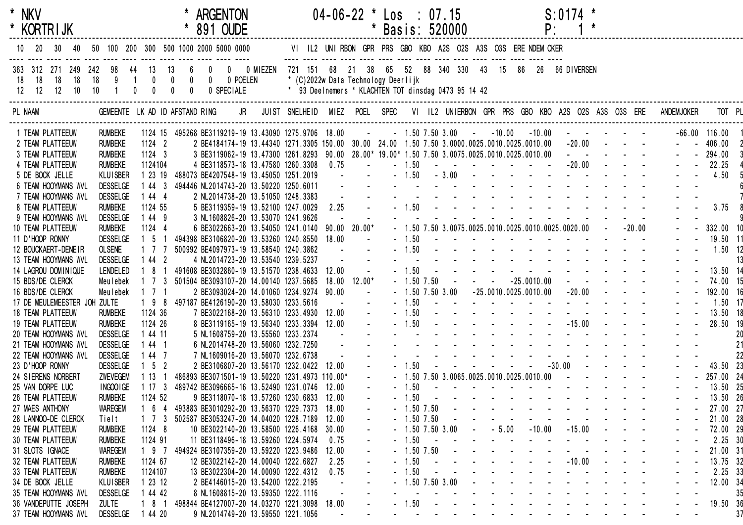\* NKV \* ARGENTON 04-06-22 \* Los : 07.15 S:0174 \*
\* KORTRIJK \* 891 OUDE \* Basis: 520000 P: 1 \*

| 10 | 20 | 30 | 40 | 50 | 100 | 200 | 300 | 500 | 1000 | 2000 | 5000 | 0000 | |
|---|---|---|---|---|---|---|---|---|---|---|---|---|---|
| 363 | 312 | 271 | 249 | 242 | 98 | 44 | 13 | 13 | 6 | 0 | 0 | 0 | MIEZEN |
| 18 | 18 | 18 | 18 | 18 | 9 | 1 | 0 | 0 | 0 | 0 | 0 | | POELEN |
| 12 | 12 | 12 | 10 | 10 | 1 | 0 | 0 | 0 | 0 | 0 | | | SPECIALE |

| VI | IL2 | UNI | RBON | GPR | PRS | GBO | KBO | A2S | O2S | A3S | O3S | ERE | NDEM | OKER | |
|---|---|---|---|---|---|---|---|---|---|---|---|---|---|---|---|
| 721 | 151 | 68 | 21 | 38 | 65 | 52 | 88 | 340 | 330 | 43 | 15 | 86 | 26 | 66 | DIVERSEN |

\* (C)2022w Data Technology Deerlijk
\* 93 Deelnemers \* KLACHTEN TOT dinsdag 0473 95 14 42

| PL | NAAM | GEMEENTE | LK | AD | ID | AFSTAND | RING JR | JUIST | SNELHEID | MIEZ | POEL | SPEC | VI | IL2 | UNIERBON | GPR | PRS | GBO | KBO | A2S | O2S | A3S | O3S | ERE | ANDEM | JOKER | TOT | PL |
|---|---|---|---|---|---|---|---|---|---|---|---|---|---|---|---|---|---|---|---|---|---|---|---|---|---|---|---|---|
| 1 | TEAM PLATTEEUW | RUMBEKE | 1 | 124 | 15 | 495268 | BE3119219-19 | 13.43090 | 1275.9706 | 18.00 | - | - | 1.50 | 7.50 | 3.00 | - | -10.00 | | -10.00 | - | - | - | - | - | -66.00 | | 116.00 | 1 |
| 2 | TEAM PLATTEEUW | RUMBEKE | 1 | 124 | 2 | 2 | BE4184174-19 | 13.44340 | 1271.3305 | 150.00 | 30.00 | 24.00 | 1.50 | 7.50 | 3.00 | 00.00 | 25.00 | 10.00 | 25.00 | 10.00 | -20.00 | - | - | - | - | - | 406.00 | 2 |
| 3 | TEAM PLATTEEUW | RUMBEKE | 1 | 124 | 3 | 3 | BE3119062-19 | 13.47300 | 1261.8293 | 90.00 | 28.00* | 19.00* | 1.50 | 7.50 | 3.00 | 75.00 | 25.00 | 10.00 | 25.00 | 10.00 | - | - | - | - | - | - | 294.00 | 3 |
| 4 | TEAM PLATTEEUW | RUMBEKE | 1 | 124 | 104 | 4 | BE3118573-18 | 13.47580 | 1260.3308 | 0.75 | - | - | 1.50 | - | - | - | - | - | - | - | -20.00 | - | - | - | - | - | 22.25 | 4 |
| 5 | DE BOCK JELLE | KLUISBER | 1 | 23 | 19 | 488073 | BE4207548-19 | 13.45050 | 1251.2019 | - | - | - | 1.50 | - | 3.00 | - | - | - | - | - | - | - | - | - | - | - | 4.50 | 5 |
| 6 | TEAM HOOYMANS WVL | DESSELGE | 1 | 44 | 3 | 494446 | NL2014743-20 | 13.50220 | 1250.6011 | - | - | - | - | - | - | - | - | - | - | - | - | - | - | - | - | - | | 6 |
| 7 | TEAM HOOYMANS WVL | DESSELGE | 1 | 44 | 4 | 2 | NL2014738-20 | 13.51050 | 1248.3383 | - | - | - | - | - | - | - | - | - | - | - | - | - | - | - | - | - | | 7 |
| 8 | TEAM PLATTEEUW | RUMBEKE | 1 | 124 | 55 | 5 | BE3119359-19 | 13.52100 | 1247.0029 | 2.25 | - | - | 1.50 | - | - | - | - | - | - | - | - | - | - | - | - | - | 3.75 | 8 |
| 9 | TEAM HOOYMANS WVL | DESSELGE | 1 | 44 | 9 | 3 | NL1608826-20 | 13.53070 | 1241.9626 | - | - | - | - | - | - | - | - | - | - | - | - | - | - | - | - | - | | 9 |
| 10 | TEAM PLATTEEUW | RUMBEKE | 1 | 124 | 4 | 6 | BE3022663-20 | 13.54050 | 1241.0140 | 90.00 | 20.00* | - | 1.50 | 7.50 | 3.00 | 75.00 | 25.00 | 10.00 | 25.00 | 10.00 | 25.00 | 20.00 | - | -20.00 | - | - | 332.00 | 10 |
| 11 | D'HOOP RONNY | DESSELGE | 1 | 5 | 1 | 494398 | BE3106820-20 | 13.53260 | 1240.8550 | 18.00 | - | - | 1.50 | - | - | - | - | - | - | - | - | - | - | - | - | - | 19.50 | 11 |
| 12 | BOUCKAERT-DENEIR | OLSENE | 1 | 7 | 7 | 500992 | BE4097973-19 | 13.58540 | 1240.3862 | - | - | - | 1.50 | - | - | - | - | - | - | - | - | - | - | - | - | - | 1.50 | 12 |
| 13 | TEAM HOOYMANS WVL | DESSELGE | 1 | 44 | 2 | 4 | NL2014723-20 | 13.53540 | 1239.5237 | - | - | - | - | - | - | - | - | - | - | - | - | - | - | - | - | - | | 13 |
| 14 | LAGROU DOMINIQUE | LENDELED | 1 | 8 | 1 | 491608 | BE3032860-19 | 13.51570 | 1238.4633 | 12.00 | - | - | 1.50 | - | - | - | - | - | - | - | - | - | - | - | - | - | 13.50 | 14 |
| 15 | BDS/DE CLERCK | Meulebek | 1 | 7 | 3 | 501504 | BE3093107-20 | 14.00140 | 1237.5685 | 18.00 | 12.00* | - | 1.50 | 7.50 | - | - | - | -25.00 | 10.00 | - | - | - | - | - | - | - | 74.00 | 15 |
| 16 | BDS/DE CLERCK | Meulebek | 1 | 7 | 1 | 2 | BE3093024-20 | 14.01060 | 1234.9274 | 90.00 | - | - | 1.50 | 7.50 | 3.00 | - | -25.00 | 10.00 | 25.00 | 10.00 | -20.00 | - | - | - | - | - | 192.00 | 16 |
| 17 | DE MEULEMEESTER JOH | ZULTE | 1 | 9 | 8 | 497187 | BE4126190-20 | 13.58030 | 1233.5616 | - | - | - | 1.50 | - | - | - | - | - | - | - | - | - | - | - | - | - | 1.50 | 17 |
| 18 | TEAM PLATTEEUW | RUMBEKE | 1 | 124 | 36 | 7 | BE3022168-20 | 13.56310 | 1233.4930 | 12.00 | - | - | 1.50 | - | - | - | - | - | - | - | - | - | - | - | - | - | 13.50 | 18 |
| 19 | TEAM PLATTEEUW | RUMBEKE | 1 | 124 | 26 | 8 | BE3119165-19 | 13.56340 | 1233.3394 | 12.00 | - | - | 1.50 | - | - | - | - | - | - | - | -15.00 | - | - | - | - | - | 28.50 | 19 |
| 20 | TEAM HOOYMANS WVL | DESSELGE | 1 | 44 | 11 | 5 | NL1608759-20 | 13.55560 | 1232.2374 | - | - | - | - | - | - | - | - | - | - | - | - | - | - | - | - | - | | 20 |
| 21 | TEAM HOOYMANS WVL | DESSELGE | 1 | 44 | 1 | 6 | NL2014748-20 | 13.56060 | 1232.7250 | - | - | - | - | - | - | - | - | - | - | - | - | - | - | - | - | - | | 21 |
| 22 | TEAM HOOYMANS WVL | DESSELGE | 1 | 44 | 7 | 7 | NL1609016-20 | 13.56070 | 1232.6738 | - | - | - | - | - | - | - | - | - | - | - | - | - | - | - | - | - | | 22 |
| 23 | D'HOOP RONNY | DESSELGE | 1 | 5 | 2 | 2 | BE3106807-20 | 13.56170 | 1232.0422 | 12.00 | - | - | 1.50 | - | - | - | - | - | - | -30.00 | - | - | - | - | - | - | 43.50 | 23 |
| 24 | SIERENS NORBERT | ZWEVEGEM | 1 | 13 | 1 | 486893 | BE3071501-19 | 13.50220 | 1231.4973 | 110.00* | - | - | 1.50 | 7.50 | 3.00 | 65.00 | 25.00 | 10.00 | 25.00 | 10.00 | - | - | - | - | - | - | 257.00 | 24 |
| 25 | VAN DORPE LUC | INGOOIGE | 1 | 17 | 3 | 489742 | BE3096665-16 | 13.52490 | 1231.0746 | 12.00 | - | - | 1.50 | - | - | - | - | - | - | - | - | - | - | - | - | - | 13.50 | 25 |
| 26 | TEAM PLATTEEUW | RUMBEKE | 1 | 124 | 52 | 9 | BE3118070-18 | 13.57260 | 1230.6833 | 12.00 | - | - | 1.50 | - | - | - | - | - | - | - | - | - | - | - | - | - | 13.50 | 26 |
| 27 | MAES ANTHONY | WAREGEM | 1 | 6 | 4 | 493883 | BE3010292-20 | 13.56370 | 1229.7373 | 18.00 | - | - | 1.50 | 7.50 | - | - | - | - | - | - | - | - | - | - | - | - | 27.00 | 27 |
| 28 | LANNOO-DE CLERCK | Tielt | 1 | 7 | 3 | 502587 | BE3053247-20 | 14.04020 | 1228.7189 | 12.00 | - | - | 1.50 | 7.50 | - | - | - | - | - | - | - | - | - | - | - | - | 21.00 | 28 |
| 29 | TEAM PLATTEEUW | RUMBEKE | 1 | 124 | 8 | 10 | BE3022140-20 | 13.58500 | 1226.4168 | 30.00 | - | - | 1.50 | 7.50 | 3.00 | - | - 5.00 | | -10.00 | | -15.00 | - | - | - | - | - | 72.00 | 29 |
| 30 | TEAM PLATTEEUW | RUMBEKE | 1 | 124 | 91 | 11 | BE3118496-18 | 13.59260 | 1224.5974 | 0.75 | - | - | 1.50 | - | - | - | - | - | - | - | - | - | - | - | - | - | 2.25 | 30 |
| 31 | SLOTS IGNACE | WAREGEM | 1 | 9 | 7 | 494924 | BE3107359-20 | 13.59220 | 1223.9486 | 12.00 | - | - | 1.50 | 7.50 | - | - | - | - | - | - | - | - | - | - | - | - | 21.00 | 31 |
| 32 | TEAM PLATTEEUW | RUMBEKE | 1 | 124 | 67 | 12 | BE3022142-20 | 14.00040 | 1222.6827 | 2.25 | - | - | 1.50 | - | - | - | - | - | - | - | -10.00 | - | - | - | - | - | 13.75 | 32 |
| 33 | TEAM PLATTEEUW | RUMBEKE | 1 | 124 | 107 | 13 | BE3022304-20 | 14.00090 | 1222.4312 | 0.75 | - | - | 1.50 | - | - | - | - | - | - | - | - | - | - | - | - | - | 2.25 | 33 |
| 34 | DE BOCK JELLE | KLUISBER | 1 | 23 | 12 | 2 | BE4146015-20 | 13.54200 | 1222.2195 | - | - | - | 1.50 | 7.50 | 3.00 | - | - | - | - | - | - | - | - | - | - | - | 12.00 | 34 |
| 35 | TEAM HOOYMANS WVL | DESSELGE | 1 | 44 | 42 | 8 | NL1608815-20 | 13.59350 | 1222.1116 | - | - | - | - | - | - | - | - | - | - | - | - | - | - | - | - | - | | 35 |
| 36 | VANDEPUTTE JOSEPH | ZULTE | 1 | 8 | 1 | 498844 | BE4127007-20 | 14.03270 | 1221.3098 | 18.00 | - | - | 1.50 | - | - | - | - | - | - | - | - | - | - | - | - | - | 19.50 | 36 |
| 37 | TEAM HOOYMANS WVL | DESSELGE | 1 | 44 | 20 | 9 | NL2014749-20 | 13.59550 | 1221.1056 | - | - | - | - | - | - | - | - | - | - | - | - | - | - | - | - | - | | 37 |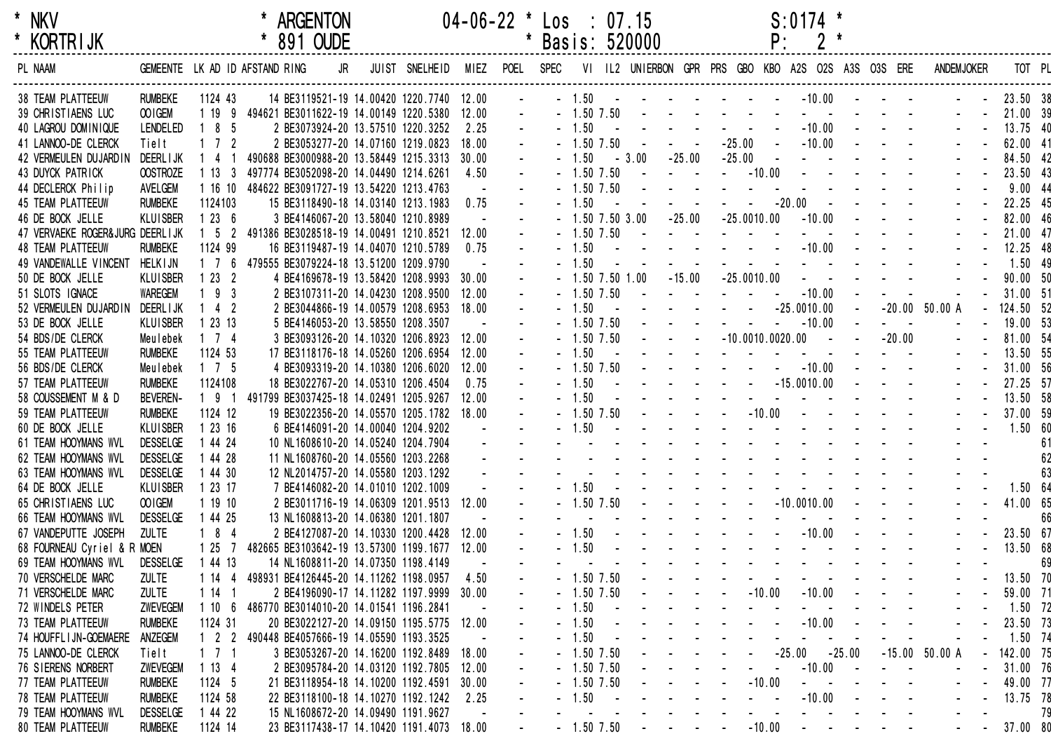\* NKV \* ARGENTON 04-06-22 \* Los : 07.15 S:0174 \*

\* KORTRIJK \* 891 OUDE \* Basis: 520000 P: 2 \*

| PL | NAAM | GEMEENTE | LK | AD | ID | AFSTAND | RING | JR | JUIST | SNELHEID | MIEZ | POEL | SPEC | VI | IL2 | UNIERBON | GPR | PRS | GBO | KBO | A2S | O2S | A3S | O3S | ERE | ANDEM | JOKER | TOT | PL |
|---|---|---|---|---|---|---|---|---|---|---|---|---|---|---|---|---|---|---|---|---|---|---|---|---|---|---|---|---|---|
| 38 | TEAM PLATTEEUW | RUMBEKE | 1 | 124 | 43 | 14 | BE3119521 | 19 | 14.00420 | 1220.7740 | 12.00 | - | - | 1.50 | - | - | - | - | - | - | -10.00 | - | - | - | - | - | - | 23.50 | 38 |
| 39 | CHRISTIAENS LUC | OOIGEM | 1 | 19 | 9 | 494621 | BE3011622 | 19 | 14.00149 | 1220.5380 | 12.00 | - | - | 1.50 | 7.50 | - | - | - | - | - | - | - | - | - | - | - | - | 21.00 | 39 |
| 40 | LAGROU DOMINIQUE | LENDELED | 1 | 8 | 5 | 2 | BE3073924 | 20 | 13.57510 | 1220.3252 | 2.25 | - | - | 1.50 | - | - | - | - | - | - | -10.00 | - | - | - | - | - | - | 13.75 | 40 |
| 41 | LANNOO-DE CLERCK | Tielt | 1 | 7 | 2 | 2 | BE3053277 | 20 | 14.07160 | 1219.0823 | 18.00 | - | - | 1.50 | 7.50 | - | - | - | -25.00 | - | -10.00 | - | - | - | - | - | - | 62.00 | 41 |
| 42 | VERMEULEN DUJARDIN | DEERLIJK | 1 | 4 | 1 | 490688 | BE3000988 | 20 | 13.58449 | 1215.3313 | 30.00 | - | - | 1.50 | - | 3.00 | -25.00 | - | -25.00 | - | - | - | - | - | - | - | - | 84.50 | 42 |
| 43 | DUYCK PATRICK | OOSTROZE | 1 | 13 | 3 | 497774 | BE3052098 | 20 | 14.04490 | 1214.6261 | 4.50 | - | - | 1.50 | 7.50 | - | - | - | - | -10.00 | - | - | - | - | - | - | - | 23.50 | 43 |
| 44 | DECLERCK Philip | AVELGEM | 1 | 16 | 10 | 484622 | BE3091727 | 19 | 13.54220 | 1213.4763 | - | - | - | 1.50 | 7.50 | - | - | - | - | - | - | - | - | - | - | - | - | 9.00 | 44 |
| 45 | TEAM PLATTEEUW | RUMBEKE | 1 | 124 | 103 | 15 | BE3118490 | 18 | 14.03140 | 1213.1983 | 0.75 | - | - | 1.50 | - | - | - | - | - | - | -20.00 | - | - | - | - | - | - | 22.25 | 45 |
| 46 | DE BOCK JELLE | KLUISBER | 1 | 23 | 6 | 3 | BE4146067 | 20 | 13.58040 | 1210.8989 | - | - | - | 1.50 | 7.50 | 3.00 | -25.00 | - | -25.00 | 10.00 | -10.00 | - | - | - | - | - | - | 82.00 | 46 |
| 47 | VERVAEKE ROGER&JURG | DEERLIJK | 1 | 5 | 2 | 491386 | BE3028518 | 19 | 14.00491 | 1210.8521 | 12.00 | - | - | 1.50 | 7.50 | - | - | - | - | - | - | - | - | - | - | - | - | 21.00 | 47 |
| 48 | TEAM PLATTEEUW | RUMBEKE | 1 | 124 | 99 | 16 | BE3119487 | 19 | 14.04070 | 1210.5789 | 0.75 | - | - | 1.50 | - | - | - | - | - | - | -10.00 | - | - | - | - | - | - | 12.25 | 48 |
| 49 | VANDEWALLE VINCENT | HELKIJN | 1 | 7 | 6 | 479555 | BE3079224 | 18 | 13.51200 | 1209.9790 | | - | - | 1.50 | - | - | - | - | - | - | - | - | - | - | - | - | - | 1.50 | 49 |
| 50 | DE BOCK JELLE | KLUISBER | 1 | 23 | 2 | 4 | BE4169678 | 19 | 13.58420 | 1208.9993 | 30.00 | - | - | 1.50 | 7.50 | 1.00 | -15.00 | - | -25.00 | 10.00 | - | - | - | - | - | - | - | 90.00 | 50 |
| 51 | SLOTS IGNACE | WAREGEM | 1 | 9 | 3 | 2 | BE3107311 | 20 | 14.04230 | 1208.9500 | 12.00 | - | - | 1.50 | 7.50 | - | - | - | - | - | -10.00 | - | - | - | - | - | - | 31.00 | 51 |
| 52 | VERMEULEN DUJARDIN | DEERLIJK | 1 | 4 | 2 | 2 | BE3044866 | 19 | 14.00579 | 1208.6953 | 18.00 | - | - | 1.50 | - | - | - | - | - | - | -25.00 | 10.00 | - | - | -20.00 | 50.00 A | - | 124.50 | 52 |
| 53 | DE BOCK JELLE | KLUISBER | 1 | 23 | 13 | 5 | BE4146053 | 20 | 13.58550 | 1208.3507 | - | - | - | 1.50 | 7.50 | - | - | - | - | - | -10.00 | - | - | - | - | - | - | 19.00 | 53 |
| 54 | BDS/DE CLERCK | Meulebek | 1 | 7 | 4 | 3 | BE3093126 | 20 | 14.10320 | 1206.8923 | 12.00 | - | - | 1.50 | 7.50 | - | - | - | -10.00 | 10.00 | 20.00 | - | - | - | -20.00 | - | - | 81.00 | 54 |
| 55 | TEAM PLATTEEUW | RUMBEKE | 1 | 124 | 53 | 17 | BE3118176 | 18 | 14.05260 | 1206.6954 | 12.00 | - | - | 1.50 | - | - | - | - | - | - | - | - | - | - | - | - | - | 13.50 | 55 |
| 56 | BDS/DE CLERCK | Meulebek | 1 | 7 | 5 | 4 | BE3093319 | 20 | 14.10380 | 1206.6020 | 12.00 | - | - | 1.50 | 7.50 | - | - | - | - | - | -10.00 | - | - | - | - | - | - | 31.00 | 56 |
| 57 | TEAM PLATTEEUW | RUMBEKE | 1 | 124 | 108 | 18 | BE3022767 | 20 | 14.05310 | 1206.4504 | 0.75 | - | - | 1.50 | - | - | - | - | - | - | -15.00 | 10.00 | - | - | - | - | - | 27.25 | 57 |
| 58 | COUSSEMENT M & D | BEVEREN- | 1 | 9 | 1 | 491799 | BE3037425 | 18 | 14.02491 | 1205.9267 | 12.00 | - | - | 1.50 | - | - | - | - | - | - | - | - | - | - | - | - | - | 13.50 | 58 |
| 59 | TEAM PLATTEEUW | RUMBEKE | 1 | 124 | 12 | 19 | BE3022356 | 20 | 14.05570 | 1205.1782 | 18.00 | - | - | 1.50 | 7.50 | - | - | - | - | -10.00 | - | - | - | - | - | - | - | 37.00 | 59 |
| 60 | DE BOCK JELLE | KLUISBER | 1 | 23 | 16 | 6 | BE4146091 | 20 | 14.00040 | 1204.9202 | - | - | - | 1.50 | - | - | - | - | - | - | - | - | - | - | - | - | - | 1.50 | 60 |
| 61 | TEAM HOOYMANS WVL | DESSELGE | 1 | 44 | 24 | 10 | NL1608610 | 20 | 14.05240 | 1204.7904 | - | - | - | - | - | - | - | - | - | - | - | - | - | - | - | - | - | | 61 |
| 62 | TEAM HOOYMANS WVL | DESSELGE | 1 | 44 | 28 | 11 | NL1608760 | 20 | 14.05560 | 1203.2268 | - | - | - | - | - | - | - | - | - | - | - | - | - | - | - | - | - | | 62 |
| 63 | TEAM HOOYMANS WVL | DESSELGE | 1 | 44 | 30 | 12 | NL2014757 | 20 | 14.05580 | 1203.1292 | - | - | - | - | - | - | - | - | - | - | - | - | - | - | - | - | - | | 63 |
| 64 | DE BOCK JELLE | KLUISBER | 1 | 23 | 17 | 7 | BE4146082 | 20 | 14.01010 | 1202.1009 | - | - | - | 1.50 | - | - | - | - | - | - | - | - | - | - | - | - | - | 1.50 | 64 |
| 65 | CHRISTIAENS LUC | OOIGEM | 1 | 19 | 10 | 2 | BE3011716 | 19 | 14.06309 | 1201.9513 | 12.00 | - | - | 1.50 | 7.50 | - | - | - | - | - | -10.00 | 10.00 | - | - | - | - | - | 41.00 | 65 |
| 66 | TEAM HOOYMANS WVL | DESSELGE | 1 | 44 | 25 | 13 | NL1608813 | 20 | 14.06380 | 1201.1807 | - | - | - | - | - | - | - | - | - | - | - | - | - | - | - | - | - | | 66 |
| 67 | VANDEPUTTE JOSEPH | ZULTE | 1 | 8 | 4 | 2 | BE4127087 | 20 | 14.10330 | 1200.4428 | 12.00 | - | - | 1.50 | - | - | - | - | - | - | -10.00 | - | - | - | - | - | - | 23.50 | 67 |
| 68 | FOURNEAU Cyriel & R | MOEN | 1 | 25 | 7 | 482665 | BE3103642 | 19 | 13.57300 | 1199.1677 | 12.00 | - | - | 1.50 | - | - | - | - | - | - | - | - | - | - | - | - | - | 13.50 | 68 |
| 69 | TEAM HOOYMANS WVL | DESSELGE | 1 | 44 | 13 | 14 | NL1608811 | 20 | 14.07350 | 1198.4149 | - | - | - | - | - | - | - | - | - | - | - | - | - | - | - | - | - | | 69 |
| 70 | VERSCHELDE MARC | ZULTE | 1 | 14 | 4 | 498931 | BE4126445 | 20 | 14.11262 | 1198.0957 | 4.50 | - | - | 1.50 | 7.50 | - | - | - | - | - | - | - | - | - | - | - | - | 13.50 | 70 |
| 71 | VERSCHELDE MARC | ZULTE | 1 | 14 | 1 | 2 | BE4196090 | 17 | 14.11282 | 1197.9999 | 30.00 | - | - | 1.50 | 7.50 | - | - | - | - | -10.00 | -10.00 | - | - | - | - | - | - | 59.00 | 71 |
| 72 | WINDELS PETER | ZWEVEGEM | 1 | 10 | 6 | 486770 | BE3014010 | 20 | 14.01541 | 1196.2841 | - | - | - | 1.50 | - | - | - | - | - | - | - | - | - | - | - | - | - | 1.50 | 72 |
| 73 | TEAM PLATTEEUW | RUMBEKE | 1 | 124 | 31 | 20 | BE3022127 | 20 | 14.09150 | 1195.5775 | 12.00 | - | - | 1.50 | - | - | - | - | - | - | -10.00 | - | - | - | - | - | - | 23.50 | 73 |
| 74 | HOUFFLIJN-GOEMAERE | ANZEGEM | 1 | 2 | 2 | 490448 | BE4057666 | 19 | 14.05590 | 1193.3525 | - | - | - | 1.50 | - | - | - | - | - | - | - | - | - | - | - | - | - | 1.50 | 74 |
| 75 | LANNOO-DE CLERCK | Tielt | 1 | 7 | 1 | 3 | BE3053267 | 20 | 14.16200 | 1192.8489 | 18.00 | - | - | 1.50 | 7.50 | - | - | - | - | - | -25.00 | - | -25.00 | - | -15.00 | 50.00 A | - | 142.00 | 75 |
| 76 | SIERENS NORBERT | ZWEVEGEM | 1 | 13 | 4 | 2 | BE3095784 | 20 | 14.03120 | 1192.7805 | 12.00 | - | - | 1.50 | 7.50 | - | - | - | - | - | -10.00 | - | - | - | - | - | - | 31.00 | 76 |
| 77 | TEAM PLATTEEUW | RUMBEKE | 1 | 124 | 5 | 21 | BE3118954 | 18 | 14.10200 | 1192.4591 | 30.00 | - | - | 1.50 | 7.50 | - | - | - | - | -10.00 | - | - | - | - | - | - | - | 49.00 | 77 |
| 78 | TEAM PLATTEEUW | RUMBEKE | 1 | 124 | 58 | 22 | BE3118100 | 18 | 14.10270 | 1192.1242 | 2.25 | - | - | 1.50 | - | - | - | - | - | - | -10.00 | - | - | - | - | - | - | 13.75 | 78 |
| 79 | TEAM HOOYMANS WVL | DESSELGE | 1 | 44 | 22 | 15 | NL1608672 | 20 | 14.09490 | 1191.9627 | - | - | - | - | - | - | - | - | - | - | - | - | - | - | - | - | - | | 79 |
| 80 | TEAM PLATTEEUW | RUMBEKE | 1 | 124 | 14 | 23 | BE3117438 | 17 | 14.10420 | 1191.4073 | 18.00 | - | - | 1.50 | 7.50 | - | - | - | - | -10.00 | - | - | - | - | - | - | - | 37.00 | 80 |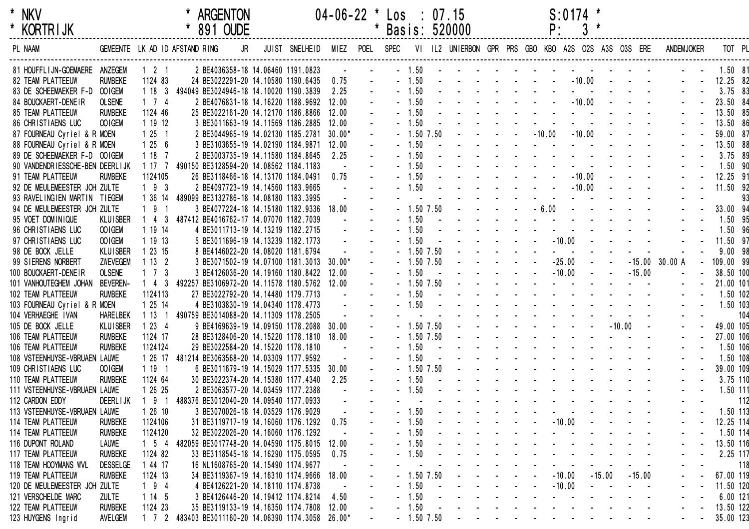\* NKV \* ARGENTON 04-06-22 \* Los : 07.15 S:0174 \*
\* KORTRIJK \* 891 OUDE \* Basis: 520000 P: 3 \*

| PL | NAAM | GEMEENTE | LK | AD | ID | AFSTAND | RING | JR | JUIST | SNELHEID | MIEZ | POEL | SPEC | VI | IL2 | UNIERBON | GPR | PRS | GBO | KBO | A2S | O2S | A3S | O3S | ERE | ANDEM | JOKER | TOT | PL |
|---|---|---|---|---|---|---|---|---|---|---|---|---|---|---|---|---|---|---|---|---|---|---|---|---|---|---|---|---|---|
| 81 | HOUFFLIJN-GOEMAERE | ANZEGEM | 1 | 2 | 1 | 2 | BE4036358 | 18 | 14.06460 | 1191.0823 | - | - | - | 1.50 | - | - | - | - | - | - | - | - | - | - | - | - | - | 1.50 | 81 |
| 82 | TEAM PLATTEEUW | RUMBEKE | 1 | 124 | 83 | 24 | BE3022291 | 20 | 14.10580 | 1190.6435 | 0.75 | - | - | 1.50 | - | - | - | - | - | - | - | -10.00 | - | - | - | - | - | 12.25 | 82 |
| 83 | DE SCHEEMAEKER F-D | OOIGEM | 1 | 18 | 3 | 494049 | BE3024946 | 18 | 14.10020 | 1190.3839 | 2.25 | - | - | 1.50 | - | - | - | - | - | - | - | - | - | - | - | - | - | 3.75 | 83 |
| 84 | BOUCKAERT-DENEIR | OLSENE | 1 | 7 | 4 | 2 | BE4076831 | 18 | 14.16220 | 1188.9692 | 12.00 | - | - | 1.50 | - | - | - | - | - | - | - | -10.00 | - | - | - | - | - | 23.50 | 84 |
| 85 | TEAM PLATTEEUW | RUMBEKE | 1 | 124 | 46 | 25 | BE3022161 | 20 | 14.12170 | 1186.8866 | 12.00 | - | - | 1.50 | - | - | - | - | - | - | - | - | - | - | - | - | - | 13.50 | 85 |
| 86 | CHRISTIAENS LUC | OOIGEM | 1 | 19 | 12 | 3 | BE3011663 | 19 | 14.11569 | 1186.2885 | 12.00 | - | - | 1.50 | - | - | - | - | - | - | - | - | - | - | - | - | - | 13.50 | 86 |
| 87 | FOURNEAU Cyriel & R | MOEN | 1 | 25 | 1 | 2 | BE3044965 | 19 | 14.02130 | 1185.2781 | 30.00* | - | - | 1.50 | 7.50 | - | - | - | - | -10.00 | - | -10.00 | - | - | - | - | - | 59.00 | 87 |
| 88 | FOURNEAU Cyriel & R | MOEN | 1 | 25 | 6 | 3 | BE3103655 | 19 | 14.02190 | 1184.9871 | 12.00 | - | - | 1.50 | - | - | - | - | - | - | - | - | - | - | - | - | - | 13.50 | 88 |
| 89 | DE SCHEEMAEKER F-D | OOIGEM | 1 | 18 | 7 | 2 | BE3003735 | 19 | 14.11580 | 1184.8645 | 2.25 | - | - | 1.50 | - | - | - | - | - | - | - | - | - | - | - | - | - | 3.75 | 89 |
| 90 | VANDENDRIESSCHE-BEN | DEERLIJK | 1 | 17 | 7 | 490150 | BE3128594 | 20 | 14.08562 | 1184.1183 | - | - | - | 1.50 | - | - | - | - | - | - | - | - | - | - | - | - | - | 1.50 | 90 |
| 91 | TEAM PLATTEEUW | RUMBEKE | 1 | 124 | 105 | 26 | BE3118466 | 18 | 14.13170 | 1184.0491 | 0.75 | - | - | 1.50 | - | - | - | - | - | - | - | -10.00 | - | - | - | - | - | 12.25 | 91 |
| 92 | DE MEULEMEESTER JOH | ZULTE | 1 | 9 | 3 | 2 | BE4097723 | 19 | 14.14560 | 1183.9665 | - | - | - | 1.50 | - | - | - | - | - | - | - | -10.00 | - | - | - | - | - | 11.50 | 92 |
| 93 | RAVELINGIEN MARTIN | TIEGEM | 1 | 36 | 14 | 489099 | BE3132786 | 18 | 14.08180 | 1183.3995 | - | - | - | - | - | - | - | - | - | - | - | - | - | - | - | - | - | | 93 |
| 94 | DE MEULEMEESTER JOH | ZULTE | 1 | 9 | 1 | 3 | BE4077224 | 18 | 14.15180 | 1182.9336 | 18.00 | - | - | 1.50 | 7.50 | - | - | - | - | 6.00 | - | - | - | - | - | - | - | 33.00 | 94 |
| 95 | VOET DOMINIQUE | KLUISBER | 1 | 4 | 3 | 487412 | BE4016762 | 17 | 14.07070 | 1182.7039 | - | - | - | 1.50 | - | - | - | - | - | - | - | - | - | - | - | - | - | 1.50 | 95 |
| 96 | CHRISTIAENS LUC | OOIGEM | 1 | 19 | 14 | 4 | BE3011713 | 19 | 14.13219 | 1182.2715 | - | - | - | 1.50 | - | - | - | - | - | - | - | - | - | - | - | - | - | 1.50 | 96 |
| 97 | CHRISTIAENS LUC | OOIGEM | 1 | 19 | 13 | 5 | BE3011696 | 19 | 14.13239 | 1182.1773 | - | - | - | 1.50 | - | - | - | - | - | - | -10.00 | - | - | - | - | - | - | 11.50 | 97 |
| 98 | DE BOCK JELLE | KLUISBER | 1 | 23 | 15 | 8 | BE4146022 | 20 | 14.08020 | 1181.6794 | - | - | - | 1.50 | 7.50 | - | - | - | - | - | - | - | - | - | - | - | - | 9.00 | 98 |
| 99 | SIERENS NORBERT | ZWEVEGEM | 1 | 13 | 2 | 3 | BE3071502 | 19 | 14.07100 | 1181.3013 | 30.00* | - | - | 1.50 | 7.50 | - | - | - | - | - | -25.00 | - | - | | -15.00 | 30.00 A | - | 109.00 | 99 |
| 100 | BOUCKAERT-DENEIR | OLSENE | 1 | 7 | 3 | 3 | BE4126036 | 20 | 14.19160 | 1180.8422 | 12.00 | - | - | 1.50 | - | - | - | - | - | - | -10.00 | - | - | | -15.00 | - | - | 38.50 | 100 |
| 101 | VANHOUTEGHEM JOHAN | BEVEREN- | 1 | 4 | 3 | 492257 | BE3106972 | 20 | 14.11578 | 1180.5762 | 12.00 | - | - | 1.50 | 7.50 | - | - | - | - | - | - | - | - | - | - | - | - | 21.00 | 101 |
| 102 | TEAM PLATTEEUW | RUMBEKE | 1 | 124 | 113 | 27 | BE3022792 | 20 | 14.14480 | 1179.7713 | - | - | - | 1.50 | - | - | - | - | - | - | - | - | - | - | - | - | - | 1.50 | 102 |
| 103 | FOURNEAU Cyriel & R | MOEN | 1 | 25 | 14 | 4 | BE3103830 | 19 | 14.04340 | 1178.4773 | - | - | - | 1.50 | - | - | - | - | - | - | - | - | - | - | - | - | - | 1.50 | 103 |
| 104 | VERHAEGHE IVAN | HARELBEK | 1 | 13 | 1 | 490759 | BE3014088 | 20 | 14.11309 | 1178.2505 | - | - | - | - | - | - | - | - | - | - | - | - | - | - | - | - | - | | 104 |
| 105 | DE BOCK JELLE | KLUISBER | 1 | 23 | 4 | 9 | BE4169639 | 19 | 14.09150 | 1178.2088 | 30.00 | - | - | 1.50 | 7.50 | - | - | - | - | - | - | - | | -10.00 | - | - | - | 49.00 | 105 |
| 106 | TEAM PLATTEEUW | RUMBEKE | 1 | 124 | 17 | 28 | BE3128406 | 20 | 14.15220 | 1178.1810 | 18.00 | - | - | 1.50 | 7.50 | - | - | - | - | - | - | - | - | - | - | - | - | 27.00 | 106 |
| 106 | TEAM PLATTEEUW | RUMBEKE | 1 | 124 | 124 | 29 | BE3022584 | 20 | 14.15220 | 1178.1810 | - | - | - | 1.50 | - | - | - | - | - | - | - | - | - | - | - | - | - | 1.50 | 106 |
| 108 | VSTEENHUYSE-VBRUAEN | LAUWE | 1 | 26 | 17 | 481214 | BE3063568 | 20 | 14.03309 | 1177.9592 | - | - | - | 1.50 | - | - | - | - | - | - | - | - | - | - | - | - | - | 1.50 | 108 |
| 109 | CHRISTIAENS LUC | OOIGEM | 1 | 19 | 1 | 6 | BE3011679 | 19 | 14.15029 | 1177.5335 | 30.00 | - | - | 1.50 | 7.50 | - | - | - | - | - | - | - | - | - | - | - | - | 39.00 | 109 |
| 110 | TEAM PLATTEEUW | RUMBEKE | 1 | 124 | 64 | 30 | BE3022374 | 20 | 14.15380 | 1177.4340 | 2.25 | - | - | 1.50 | - | - | - | - | - | - | - | - | - | - | - | - | - | 3.75 | 110 |
| 111 | VSTEENHUYSE-VBRUAEN | LAUWE | 1 | 26 | 25 | 2 | BE3063577 | 20 | 14.03459 | 1177.2388 | - | - | - | 1.50 | - | - | - | - | - | - | - | - | - | - | - | - | - | 1.50 | 111 |
| 112 | CARDON EDDY | DEERLIJK | 1 | 9 | 1 | 488376 | BE3012040 | 20 | 14.09540 | 1177.0933 | - | - | - | - | - | - | - | - | - | - | - | - | - | - | - | - | - | | 112 |
| 113 | VSTEENHUYSE-VBRUAEN | LAUWE | 1 | 26 | 10 | 3 | BE3070026 | 18 | 14.03529 | 1176.9029 | - | - | - | 1.50 | - | - | - | - | - | - | - | - | - | - | - | - | - | 1.50 | 113 |
| 114 | TEAM PLATTEEUW | RUMBEKE | 1 | 124 | 106 | 31 | BE3119717 | 19 | 14.16060 | 1176.1292 | 0.75 | - | - | 1.50 | - | - | - | - | - | - | -10.00 | - | - | - | - | - | - | 12.25 | 114 |
| 114 | TEAM PLATTEEUW | RUMBEKE | 1 | 124 | 120 | 32 | BE3022026 | 20 | 14.16060 | 1176.1292 | - | - | - | 1.50 | - | - | - | - | - | - | - | - | - | - | - | - | - | 1.50 | 114 |
| 116 | DUPONT ROLAND | LAUWE | 1 | 5 | 4 | 482059 | BE3017748 | 20 | 14.04590 | 1175.8015 | 12.00 | - | - | 1.50 | - | - | - | - | - | - | - | - | - | - | - | - | - | 13.50 | 116 |
| 117 | TEAM PLATTEEUW | RUMBEKE | 1 | 124 | 82 | 33 | BE3118545 | 18 | 14.16290 | 1175.0595 | 0.75 | - | - | 1.50 | - | - | - | - | - | - | - | - | - | - | - | - | - | 2.25 | 117 |
| 118 | TEAM HOOYMANS WVL | DESSELGE | 1 | 44 | 17 | 16 | NL1608765 | 20 | 14.15490 | 1174.9677 | - | - | - | - | - | - | - | - | - | - | - | - | - | - | - | - | - | | 118 |
| 119 | TEAM PLATTEEUW | RUMBEKE | 1 | 124 | 13 | 34 | BE3119367 | 19 | 14.16310 | 1174.9666 | 18.00 | - | - | 1.50 | 7.50 | - | - | - | - | - | -10.00 | | -15.00 | | -15.00 | - | - | 67.00 | 119 |
| 120 | DE MEULEMEESTER JOH | ZULTE | 1 | 9 | 4 | 4 | BE4126221 | 20 | 14.18110 | 1174.8738 | - | - | - | 1.50 | - | - | - | - | - | - | -10.00 | - | - | - | - | - | - | 11.50 | 120 |
| 121 | VERSCHELDE MARC | ZULTE | 1 | 14 | 5 | 3 | BE4126446 | 20 | 14.19412 | 1174.8214 | 4.50 | - | - | 1.50 | - | - | - | - | - | - | - | - | - | - | - | - | - | 6.00 | 121 |
| 122 | TEAM PLATTEEUW | RUMBEKE | 1 | 124 | 23 | 35 | BE3119133 | 19 | 14.16350 | 1174.7808 | 12.00 | - | - | 1.50 | - | - | - | - | - | - | - | - | - | - | - | - | - | 13.50 | 122 |
| 123 | HUYGENS Ingrid | AVELGEM | 1 | 7 | 2 | 483403 | BE3011160 | 20 | 14.06390 | 1174.3058 | 26.00* | - | - | 1.50 | 7.50 | - | - | - | - | - | - | - | - | - | - | - | - | 35.00 | 123 |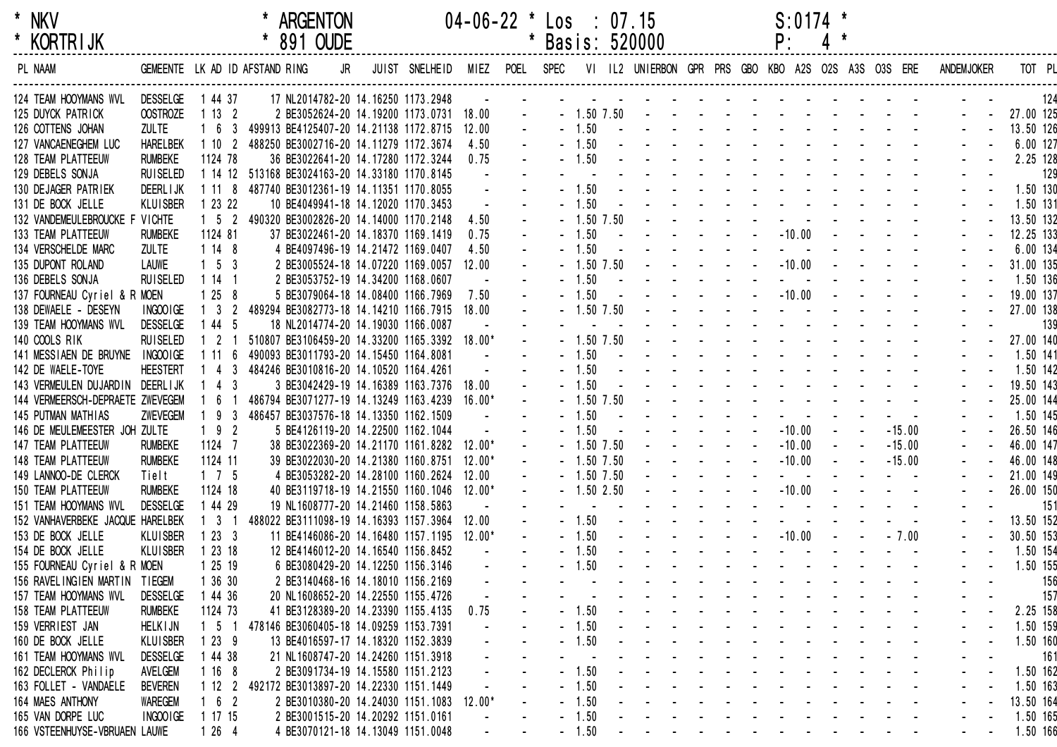```
* NKV               * ARGENTON      04-06-22 * Los   : 07.15        S:0174 *
* KORTRIJK          * 891 OUDE               * Basis: 520000        P:   4 *
```

| PL | NAAM | GEMEENTE | LK | AD | ID | AFSTAND | RING JR | JUIST | SNELHEID | MIEZ | POEL | SPEC | VI | IL2 | UNIERBON | GPR | PRS | GBO | KBO | A2S | O2S | A3S | O3S | ERE | ANDEM | JOKER | TOT | PL |
|---|---|---|---|---|---|---|---|---|---|---|---|---|---|---|---|---|---|---|---|---|---|---|---|---|---|---|---|---|
| 124 | TEAM HOOYMANS WVL | DESSELGE | 1 | 44 | 37 | 17 | NL2014782-20 | 14.16250 | 1173.2948 | - | - | - | - | - | - | - | - | - | - | - | - | - | - | - | - | - | | 124 |
| 125 | DUYCK PATRICK | OOSTROZE | 1 | 13 | 2 | 2 | BE3052624-20 | 14.19200 | 1173.0731 | 18.00 | - | - | 1.50 | 7.50 | - | - | - | - | - | - | - | - | - | - | - | - | 27.00 | 125 |
| 126 | COTTENS JOHAN | ZULTE | 1 | 6 | 3 | 499913 | BE4125407-20 | 14.21138 | 1172.8715 | 12.00 | - | - | 1.50 | - | - | - | - | - | - | - | - | - | - | - | - | - | 13.50 | 126 |
| 127 | VANCAENEGHEM LUC | HARELBEK | 1 | 10 | 2 | 488250 | BE3002716-20 | 14.11279 | 1172.3674 | 4.50 | - | - | 1.50 | - | - | - | - | - | - | - | - | - | - | - | - | - | 6.00 | 127 |
| 128 | TEAM PLATTEEUW | RUMBEKE | 1 | 124 | 78 | 36 | BE3022641-20 | 14.17280 | 1172.3244 | 0.75 | - | - | 1.50 | - | - | - | - | - | - | - | - | - | - | - | - | - | 2.25 | 128 |
| 129 | DEBELS SONJA | RUISELED | 1 | 14 | 12 | 513168 | BE3024163-20 | 14.33180 | 1170.8145 | - | - | - | - | - | - | - | - | - | - | - | - | - | - | - | - | - | | 129 |
| 130 | DEJAGER PATRIEK | DEERLIJK | 1 | 11 | 8 | 487740 | BE3012361-19 | 14.11351 | 1170.8055 | - | - | - | 1.50 | - | - | - | - | - | - | - | - | - | - | - | - | - | 1.50 | 130 |
| 131 | DE BOCK JELLE | KLUISBER | 1 | 23 | 22 | 10 | BE4049941-18 | 14.12020 | 1170.3453 | - | - | - | 1.50 | - | - | - | - | - | - | - | - | - | - | - | - | - | 1.50 | 131 |
| 132 | VANDEMEULEBROUCKE F | VICHTE | 1 | 5 | 2 | 490320 | BE3002826-20 | 14.14000 | 1170.2148 | 4.50 | - | - | 1.50 | 7.50 | - | - | - | - | - | - | - | - | - | - | - | - | 13.50 | 132 |
| 133 | TEAM PLATTEEUW | RUMBEKE | 1 | 124 | 81 | 37 | BE3022461-20 | 14.18370 | 1169.1419 | 0.75 | - | - | 1.50 | - | - | - | - | - | - | -10.00 | - | - | - | - | - | - | 12.25 | 133 |
| 134 | VERSCHELDE MARC | ZULTE | 1 | 14 | 8 | 4 | BE4097496-19 | 14.21472 | 1169.0407 | 4.50 | - | - | 1.50 | - | - | - | - | - | - | - | - | - | - | - | - | - | 6.00 | 134 |
| 135 | DUPONT ROLAND | LAUWE | 1 | 5 | 3 | 2 | BE3005524-18 | 14.07220 | 1169.0057 | 12.00 | - | - | 1.50 | 7.50 | - | - | - | - | - | -10.00 | - | - | - | - | - | - | 31.00 | 135 |
| 136 | DEBELS SONJA | RUISELED | 1 | 14 | 1 | 2 | BE3053752-19 | 14.34200 | 1168.0607 | - | - | - | 1.50 | - | - | - | - | - | - | - | - | - | - | - | - | - | 1.50 | 136 |
| 137 | FOURNEAU Cyriel & R | MOEN | 1 | 25 | 8 | 5 | BE3079064-18 | 14.08400 | 1166.7969 | 7.50 | - | - | 1.50 | - | - | - | - | - | - | -10.00 | - | - | - | - | - | - | 19.00 | 137 |
| 138 | DEWAELE - DESEYN | INGOOIGE | 1 | 3 | 2 | 489294 | BE3082773-18 | 14.14210 | 1166.7915 | 18.00 | - | - | 1.50 | 7.50 | - | - | - | - | - | - | - | - | - | - | - | - | 27.00 | 138 |
| 139 | TEAM HOOYMANS WVL | DESSELGE | 1 | 44 | 5 | 18 | NL2014774-20 | 14.19030 | 1166.0087 | - | - | - | - | - | - | - | - | - | - | - | - | - | - | - | - | - | | 139 |
| 140 | COOLS RIK | RUISELED | 1 | 2 | 1 | 510807 | BE3106459-20 | 14.33200 | 1165.3392 | 18.00* | - | - | 1.50 | 7.50 | - | - | - | - | - | - | - | - | - | - | - | - | 27.00 | 140 |
| 141 | MESSIAEN DE BRUYNE | INGOOIGE | 1 | 11 | 6 | 490093 | BE3011793-20 | 14.15450 | 1164.8081 | - | - | - | 1.50 | - | - | - | - | - | - | - | - | - | - | - | - | - | 1.50 | 141 |
| 142 | DE WAELE-TOYE | HEESTERT | 1 | 4 | 3 | 484246 | BE3010816-20 | 14.10520 | 1164.4261 | - | - | - | 1.50 | - | - | - | - | - | - | - | - | - | - | - | - | - | 1.50 | 142 |
| 143 | VERMEULEN DUJARDIN | DEERLIJK | 1 | 4 | 3 | 3 | BE3042429-19 | 14.16389 | 1163.7376 | 18.00 | - | - | 1.50 | - | - | - | - | - | - | - | - | - | - | - | - | - | 19.50 | 143 |
| 144 | VERMEERSCH-DEPRAETE | ZWEVEGEM | 1 | 6 | 1 | 486794 | BE3071277-19 | 14.13249 | 1163.4239 | 16.00* | - | - | 1.50 | 7.50 | - | - | - | - | - | - | - | - | - | - | - | - | 25.00 | 144 |
| 145 | PUTMAN MATHIAS | ZWEVEGEM | 1 | 9 | 3 | 486457 | BE3037576-18 | 14.13350 | 1162.1509 | - | - | - | 1.50 | - | - | - | - | - | - | - | - | - | - | - | - | - | 1.50 | 145 |
| 146 | DE MEULEMEESTER JOH | ZULTE | 1 | 9 | 2 | 5 | BE4126119-20 | 14.22500 | 1162.1044 | - | - | - | 1.50 | - | - | - | - | - | - | -10.00 | - | - | -15.00 | | - | - | 26.50 | 146 |
| 147 | TEAM PLATTEEUW | RUMBEKE | 1 | 124 | 7 | 38 | BE3022369-20 | 14.21170 | 1161.8282 | 12.00* | - | - | 1.50 | 7.50 | - | - | - | - | - | -10.00 | - | - | -15.00 | | - | - | 46.00 | 147 |
| 148 | TEAM PLATTEEUW | RUMBEKE | 1 | 124 | 11 | 39 | BE3022030-20 | 14.21380 | 1160.8751 | 12.00* | - | - | 1.50 | 7.50 | - | - | - | - | - | -10.00 | - | - | -15.00 | | - | - | 46.00 | 148 |
| 149 | LANNOO-DE CLERCK | Tielt | 1 | 7 | 5 | 4 | BE3053282-20 | 14.28100 | 1160.2624 | 12.00 | - | - | 1.50 | 7.50 | - | - | - | - | - | - | - | - | - | - | - | - | 21.00 | 149 |
| 150 | TEAM PLATTEEUW | RUMBEKE | 1 | 124 | 18 | 40 | BE3119718-19 | 14.21550 | 1160.1046 | 12.00* | - | - | 1.50 | 2.50 | - | - | - | - | - | -10.00 | - | - | - | - | - | - | 26.00 | 150 |
| 151 | TEAM HOOYMANS WVL | DESSELGE | 1 | 44 | 29 | 19 | NL1608777-20 | 14.21460 | 1158.5863 | - | - | - | - | - | - | - | - | - | - | - | - | - | - | - | - | - | | 151 |
| 152 | VANHAVERBEKE JACQUE | HARELBEK | 1 | 3 | 1 | 488022 | BE3111098-19 | 14.16393 | 1157.3964 | 12.00 | - | - | 1.50 | - | - | - | - | - | - | - | - | - | - | - | - | - | 13.50 | 152 |
| 153 | DE BOCK JELLE | KLUISBER | 1 | 23 | 3 | 11 | BE4146086-20 | 14.16480 | 1157.1195 | 12.00* | - | - | 1.50 | - | - | - | - | - | - | -10.00 | - | - | - 7.00 | | - | - | 30.50 | 153 |
| 154 | DE BOCK JELLE | KLUISBER | 1 | 23 | 18 | 12 | BE4146012-20 | 14.16540 | 1156.8452 | - | - | - | 1.50 | - | - | - | - | - | - | - | - | - | - | - | - | - | 1.50 | 154 |
| 155 | FOURNEAU Cyriel & R | MOEN | 1 | 25 | 19 | 6 | BE3080429-20 | 14.12250 | 1156.3146 | - | - | - | 1.50 | - | - | - | - | - | - | - | - | - | - | - | - | - | 1.50 | 155 |
| 156 | RAVELINGIEN MARTIN | TIEGEM | 1 | 36 | 30 | 2 | BE3140468-16 | 14.18010 | 1156.2169 | - | - | - | - | - | - | - | - | - | - | - | - | - | - | - | - | - | | 156 |
| 157 | TEAM HOOYMANS WVL | DESSELGE | 1 | 44 | 36 | 20 | NL1608652-20 | 14.22550 | 1155.4726 | - | - | - | - | - | - | - | - | - | - | - | - | - | - | - | - | - | | 157 |
| 158 | TEAM PLATTEEUW | RUMBEKE | 1 | 124 | 73 | 41 | BE3128389-20 | 14.23390 | 1155.4135 | 0.75 | - | - | 1.50 | - | - | - | - | - | - | - | - | - | - | - | - | - | 2.25 | 158 |
| 159 | VERRIEST JAN | HELKIJN | 1 | 5 | 1 | 478146 | BE3060405-18 | 14.09259 | 1153.7391 | - | - | - | 1.50 | - | - | - | - | - | - | - | - | - | - | - | - | - | 1.50 | 159 |
| 160 | DE BOCK JELLE | KLUISBER | 1 | 23 | 9 | 13 | BE4016597-17 | 14.18320 | 1152.3839 | - | - | - | 1.50 | - | - | - | - | - | - | - | - | - | - | - | - | - | 1.50 | 160 |
| 161 | TEAM HOOYMANS WVL | DESSELGE | 1 | 44 | 38 | 21 | NL1608747-20 | 14.24260 | 1151.3918 | - | - | - | - | - | - | - | - | - | - | - | - | - | - | - | - | - | | 161 |
| 162 | DECLERCK Philip | AVELGEM | 1 | 16 | 8 | 2 | BE3091734-19 | 14.15580 | 1151.2123 | - | - | - | 1.50 | - | - | - | - | - | - | - | - | - | - | - | - | - | 1.50 | 162 |
| 163 | FOLLET - VANDAELE | BEVEREN | 1 | 12 | 2 | 492172 | BE3013897-20 | 14.22330 | 1151.1449 | - | - | - | 1.50 | - | - | - | - | - | - | - | - | - | - | - | - | - | 1.50 | 163 |
| 164 | MAES ANTHONY | WAREGEM | 1 | 6 | 2 | 2 | BE3010380-20 | 14.24030 | 1151.1083 | 12.00* | - | - | 1.50 | - | - | - | - | - | - | - | - | - | - | - | - | - | 13.50 | 164 |
| 165 | VAN DORPE LUC | INGOOIGE | 1 | 17 | 15 | 2 | BE3001515-20 | 14.20292 | 1151.0161 | - | - | - | 1.50 | - | - | - | - | - | - | - | - | - | - | - | - | - | 1.50 | 165 |
| 166 | VSTEENHUYSE-VBRUAEN | LAUWE | 1 | 26 | 4 | 4 | BE3070121-18 | 14.13049 | 1151.0048 | - | - | - | 1.50 | - | - | - | - | - | - | - | - | - | - | - | - | - | 1.50 | 166 |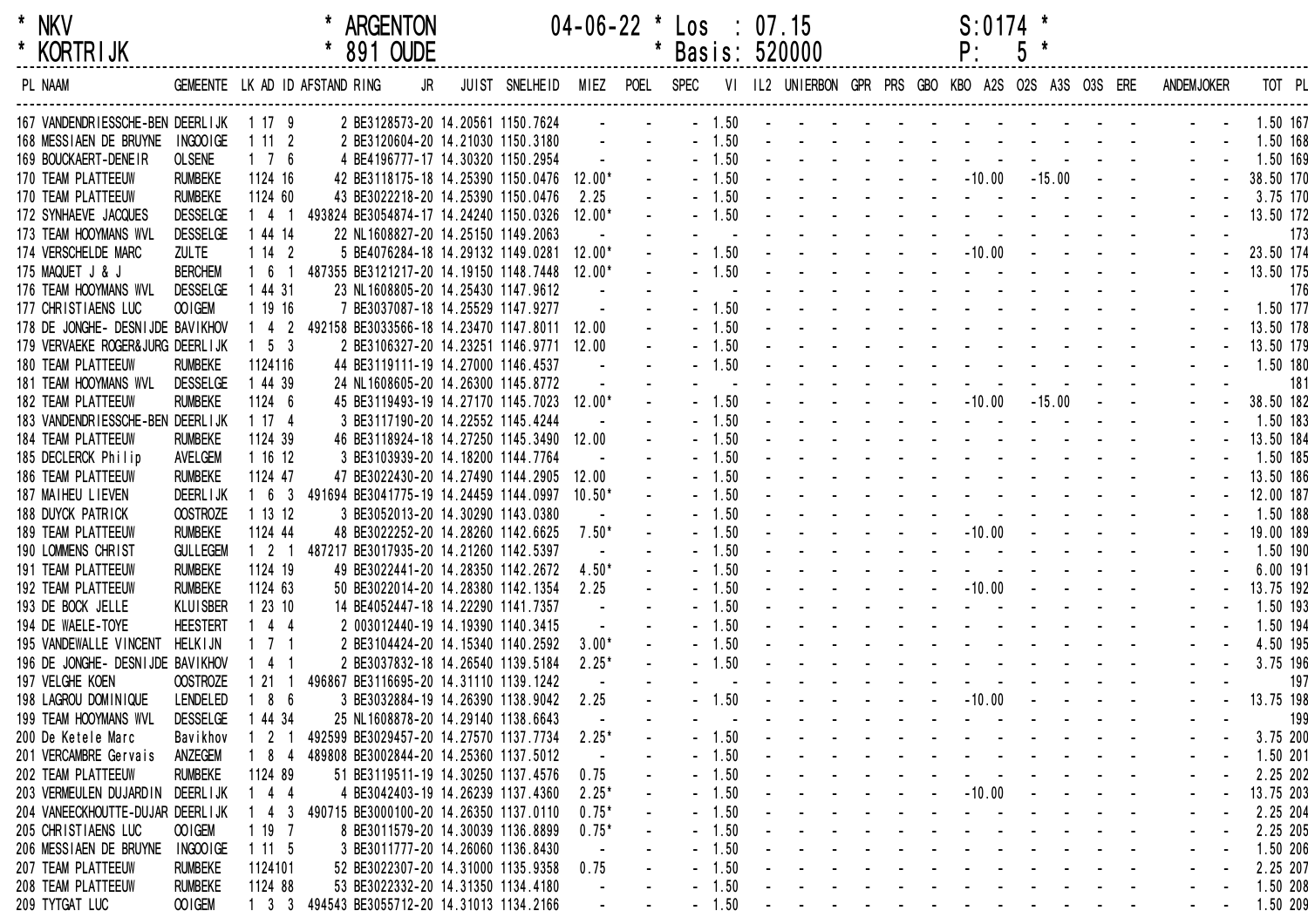\* NKV \* ARGENTON 04-06-22 \* Los : 07.15 S:0174 \*
\* KORTRIJK \* 891 OUDE \* Basis: 520000 P: 5 \*

| PL | NAAM | GEMEENTE | LK | AD | ID | AFSTAND | RING | JR | JUIST | SNELHEID | MIEZ | POEL | SPEC | VI | IL2 | UNIERBON | GPR | PRS | GBO | KBO | A2S | O2S | A3S | O3S | ERE | ANDEM | JOKER | TOT | PL |
|---|---|---|---|---|---|---|---|---|---|---|---|---|---|---|---|---|---|---|---|---|---|---|---|---|---|---|---|---|---|
| 167 | VANDENDRIESSCHE-BEN | DEERLIJK | 1 | 17 | 9 | 2 | BE3128573 | 20 | 14.20561 | 1150.7624 | - | - | - | 1.50 | - | - | - | - | - | - | - | - | - | - | - | - | - | 1.50 | 167 |
| 168 | MESSIAEN DE BRUYNE | INGOOIGE | 1 | 11 | 2 | 2 | BE3120604 | 20 | 14.21030 | 1150.3180 | - | - | - | 1.50 | - | - | - | - | - | - | - | - | - | - | - | - | - | 1.50 | 168 |
| 169 | BOUCKAERT-DENEIR | OLSENE | 1 | 7 | 6 | 4 | BE4196777 | 17 | 14.30320 | 1150.2954 | - | - | - | 1.50 | - | - | - | - | - | - | - | - | - | - | - | - | - | 1.50 | 169 |
| 170 | TEAM PLATTEEUW | RUMBEKE | 1 | 124 | 16 | 42 | BE3118175 | 18 | 14.25390 | 1150.0476 | 12.00* | - | - | 1.50 | - | - | - | - | - | - | -10.00 | - | -15.00 | - | - | - | - | 38.50 | 170 |
| 170 | TEAM PLATTEEUW | RUMBEKE | 1 | 124 | 60 | 43 | BE3022218 | 20 | 14.25390 | 1150.0476 | 2.25 | - | - | 1.50 | - | - | - | - | - | - | - | - | - | - | - | - | - | 3.75 | 170 |
| 172 | SYNHAEVE JACQUES | DESSELGE | 1 | 4 | 1 | 493824 | BE3054874 | 17 | 14.24240 | 1150.0326 | 12.00* | - | - | 1.50 | - | - | - | - | - | - | - | - | - | - | - | - | - | 13.50 | 172 |
| 173 | TEAM HOOYMANS WVL | DESSELGE | 1 | 44 | 14 | 22 | NL1608827 | 20 | 14.25150 | 1149.2063 | - | - | - | - | - | - | - | - | - | - | - | - | - | - | - | - | - | | 173 |
| 174 | VERSCHELDE MARC | ZULTE | 1 | 14 | 2 | 5 | BE4076284 | 18 | 14.29132 | 1149.0281 | 12.00* | - | - | 1.50 | - | - | - | - | - | - | -10.00 | - | - | - | - | - | - | 23.50 | 174 |
| 175 | MAQUET J & J | BERCHEM | 1 | 6 | 1 | 487355 | BE3121217 | 20 | 14.19150 | 1148.7448 | 12.00* | - | - | 1.50 | - | - | - | - | - | - | - | - | - | - | - | - | - | 13.50 | 175 |
| 176 | TEAM HOOYMANS WVL | DESSELGE | 1 | 44 | 31 | 23 | NL1608805 | 20 | 14.25430 | 1147.9612 | - | - | - | - | - | - | - | - | - | - | - | - | - | - | - | - | - | | 176 |
| 177 | CHRISTIAENS LUC | OOIGEM | 1 | 19 | 16 | 7 | BE3037087 | 18 | 14.25529 | 1147.9277 | - | - | - | 1.50 | - | - | - | - | - | - | - | - | - | - | - | - | - | 1.50 | 177 |
| 178 | DE JONGHE- DESNIJDE | BAVIKHOV | 1 | 4 | 2 | 492158 | BE3033566 | 18 | 14.23470 | 1147.8011 | 12.00 | - | - | 1.50 | - | - | - | - | - | - | - | - | - | - | - | - | - | 13.50 | 178 |
| 179 | VERVAEKE ROGER&JURG | DEERLIJK | 1 | 5 | 3 | 2 | BE3106327 | 20 | 14.23251 | 1146.9771 | 12.00 | - | - | 1.50 | - | - | - | - | - | - | - | - | - | - | - | - | - | 13.50 | 179 |
| 180 | TEAM PLATTEEUW | RUMBEKE | 1 | 124 | 116 | 44 | BE3119111 | 19 | 14.27000 | 1146.4537 | - | - | - | 1.50 | - | - | - | - | - | - | - | - | - | - | - | - | - | 1.50 | 180 |
| 181 | TEAM HOOYMANS WVL | DESSELGE | 1 | 44 | 39 | 24 | NL1608605 | 20 | 14.26300 | 1145.8772 | - | - | - | - | - | - | - | - | - | - | - | - | - | - | - | - | - | | 181 |
| 182 | TEAM PLATTEEUW | RUMBEKE | 1 | 124 | 6 | 45 | BE3119493 | 19 | 14.27170 | 1145.7023 | 12.00* | - | - | 1.50 | - | - | - | - | - | - | -10.00 | - | -15.00 | - | - | - | - | 38.50 | 182 |
| 183 | VANDENDRIESSCHE-BEN | DEERLIJK | 1 | 17 | 4 | 3 | BE3117190 | 20 | 14.22552 | 1145.4244 | - | - | - | 1.50 | - | - | - | - | - | - | - | - | - | - | - | - | - | 1.50 | 183 |
| 184 | TEAM PLATTEEUW | RUMBEKE | 1 | 124 | 39 | 46 | BE3118924 | 18 | 14.27250 | 1145.3490 | 12.00 | - | - | 1.50 | - | - | - | - | - | - | - | - | - | - | - | - | - | 13.50 | 184 |
| 185 | DECLERCK Philip | AVELGEM | 1 | 16 | 12 | 3 | BE3103939 | 20 | 14.18200 | 1144.7764 | - | - | - | 1.50 | - | - | - | - | - | - | - | - | - | - | - | - | - | 1.50 | 185 |
| 186 | TEAM PLATTEEUW | RUMBEKE | 1 | 124 | 47 | 47 | BE3022430 | 20 | 14.27490 | 1144.2905 | 12.00 | - | - | 1.50 | - | - | - | - | - | - | - | - | - | - | - | - | - | 13.50 | 186 |
| 187 | MAIHEU LIEVEN | DEERLIJK | 1 | 6 | 3 | 491694 | BE3041775 | 19 | 14.24459 | 1144.0997 | 10.50* | - | - | 1.50 | - | - | - | - | - | - | - | - | - | - | - | - | - | 12.00 | 187 |
| 188 | DUYCK PATRICK | OOSTROZE | 1 | 13 | 12 | 3 | BE3052013 | 20 | 14.30290 | 1143.0380 | - | - | - | 1.50 | - | - | - | - | - | - | - | - | - | - | - | - | - | 1.50 | 188 |
| 189 | TEAM PLATTEEUW | RUMBEKE | 1 | 124 | 44 | 48 | BE3022252 | 20 | 14.28260 | 1142.6625 | 7.50* | - | - | 1.50 | - | - | - | - | - | - | -10.00 | - | - | - | - | - | - | 19.00 | 189 |
| 190 | LOMMENS CHRIST | GULLEGEM | 1 | 2 | 1 | 487217 | BE3017935 | 20 | 14.21260 | 1142.5397 | - | - | - | 1.50 | - | - | - | - | - | - | - | - | - | - | - | - | - | 1.50 | 190 |
| 191 | TEAM PLATTEEUW | RUMBEKE | 1 | 124 | 19 | 49 | BE3022441 | 20 | 14.28350 | 1142.2672 | 4.50* | - | - | 1.50 | - | - | - | - | - | - | - | - | - | - | - | - | - | 6.00 | 191 |
| 192 | TEAM PLATTEEUW | RUMBEKE | 1 | 124 | 63 | 50 | BE3022014 | 20 | 14.28380 | 1142.1354 | 2.25 | - | - | 1.50 | - | - | - | - | - | - | -10.00 | - | - | - | - | - | - | 13.75 | 192 |
| 193 | DE BOCK JELLE | KLUISBER | 1 | 23 | 10 | 14 | BE4052447 | 18 | 14.22290 | 1141.7357 | - | - | - | 1.50 | - | - | - | - | - | - | - | - | - | - | - | - | - | 1.50 | 193 |
| 194 | DE WAELE-TOYE | HEESTERT | 1 | 4 | 4 | 2 | 003012440 | 19 | 14.19390 | 1140.3415 | - | - | - | 1.50 | - | - | - | - | - | - | - | - | - | - | - | - | - | 1.50 | 194 |
| 195 | VANDEWALLE VINCENT | HELKIJN | 1 | 7 | 1 | 2 | BE3104424 | 20 | 14.15340 | 1140.2592 | 3.00* | - | - | 1.50 | - | - | - | - | - | - | - | - | - | - | - | - | - | 4.50 | 195 |
| 196 | DE JONGHE- DESNIJDE | BAVIKHOV | 1 | 4 | 1 | 2 | BE3037832 | 18 | 14.26540 | 1139.5184 | 2.25* | - | - | 1.50 | - | - | - | - | - | - | - | - | - | - | - | - | - | 3.75 | 196 |
| 197 | VELGHE KOEN | OOSTROZE | 1 | 21 | 1 | 496867 | BE3116695 | 20 | 14.31110 | 1139.1242 | - | - | - | - | - | - | - | - | - | - | - | - | - | - | - | - | - | | 197 |
| 198 | LAGROU DOMINIQUE | LENDELED | 1 | 8 | 6 | 3 | BE3032884 | 19 | 14.26390 | 1138.9042 | 2.25 | - | - | 1.50 | - | - | - | - | - | - | -10.00 | - | - | - | - | - | - | 13.75 | 198 |
| 199 | TEAM HOOYMANS WVL | DESSELGE | 1 | 44 | 34 | 25 | NL1608878 | 20 | 14.29140 | 1138.6643 | - | - | - | - | - | - | - | - | - | - | - | - | - | - | - | - | - | | 199 |
| 200 | De Ketele Marc | Bavikhov | 1 | 2 | 1 | 492599 | BE3029457 | 20 | 14.27570 | 1137.7734 | 2.25* | - | - | 1.50 | - | - | - | - | - | - | - | - | - | - | - | - | - | 3.75 | 200 |
| 201 | VERCAMBRE Gervais | ANZEGEM | 1 | 8 | 4 | 489808 | BE3002844 | 20 | 14.25360 | 1137.5012 | - | - | - | 1.50 | - | - | - | - | - | - | - | - | - | - | - | - | - | 1.50 | 201 |
| 202 | TEAM PLATTEEUW | RUMBEKE | 1 | 124 | 89 | 51 | BE3119511 | 19 | 14.30250 | 1137.4576 | 0.75 | - | - | 1.50 | - | - | - | - | - | - | - | - | - | - | - | - | - | 2.25 | 202 |
| 203 | VERMEULEN DUJARDIN | DEERLIJK | 1 | 4 | 4 | 4 | BE3042403 | 19 | 14.26239 | 1137.4360 | 2.25* | - | - | 1.50 | - | - | - | - | - | - | -10.00 | - | - | - | - | - | - | 13.75 | 203 |
| 204 | VANEECKHOUTTE-DUJAR | DEERLIJK | 1 | 4 | 3 | 490715 | BE3000100 | 20 | 14.26350 | 1137.0110 | 0.75* | - | - | 1.50 | - | - | - | - | - | - | - | - | - | - | - | - | - | 2.25 | 204 |
| 205 | CHRISTIAENS LUC | OOIGEM | 1 | 19 | 7 | 8 | BE3011579 | 20 | 14.30039 | 1136.8899 | 0.75* | - | - | 1.50 | - | - | - | - | - | - | - | - | - | - | - | - | - | 2.25 | 205 |
| 206 | MESSIAEN DE BRUYNE | INGOOIGE | 1 | 11 | 5 | 3 | BE3011777 | 20 | 14.26060 | 1136.8430 | - | - | - | 1.50 | - | - | - | - | - | - | - | - | - | - | - | - | - | 1.50 | 206 |
| 207 | TEAM PLATTEEUW | RUMBEKE | 1 | 124 | 101 | 52 | BE3022307 | 20 | 14.31000 | 1135.9358 | 0.75 | - | - | 1.50 | - | - | - | - | - | - | - | - | - | - | - | - | - | 2.25 | 207 |
| 208 | TEAM PLATTEEUW | RUMBEKE | 1 | 124 | 88 | 53 | BE3022332 | 20 | 14.31350 | 1134.4180 | - | - | - | 1.50 | - | - | - | - | - | - | - | - | - | - | - | - | - | 1.50 | 208 |
| 209 | TYTGAT LUC | OOIGEM | 1 | 3 | 3 | 494543 | BE3055712 | 20 | 14.31013 | 1134.2166 | - | - | - | 1.50 | - | - | - | - | - | - | - | - | - | - | - | - | - | 1.50 | 209 |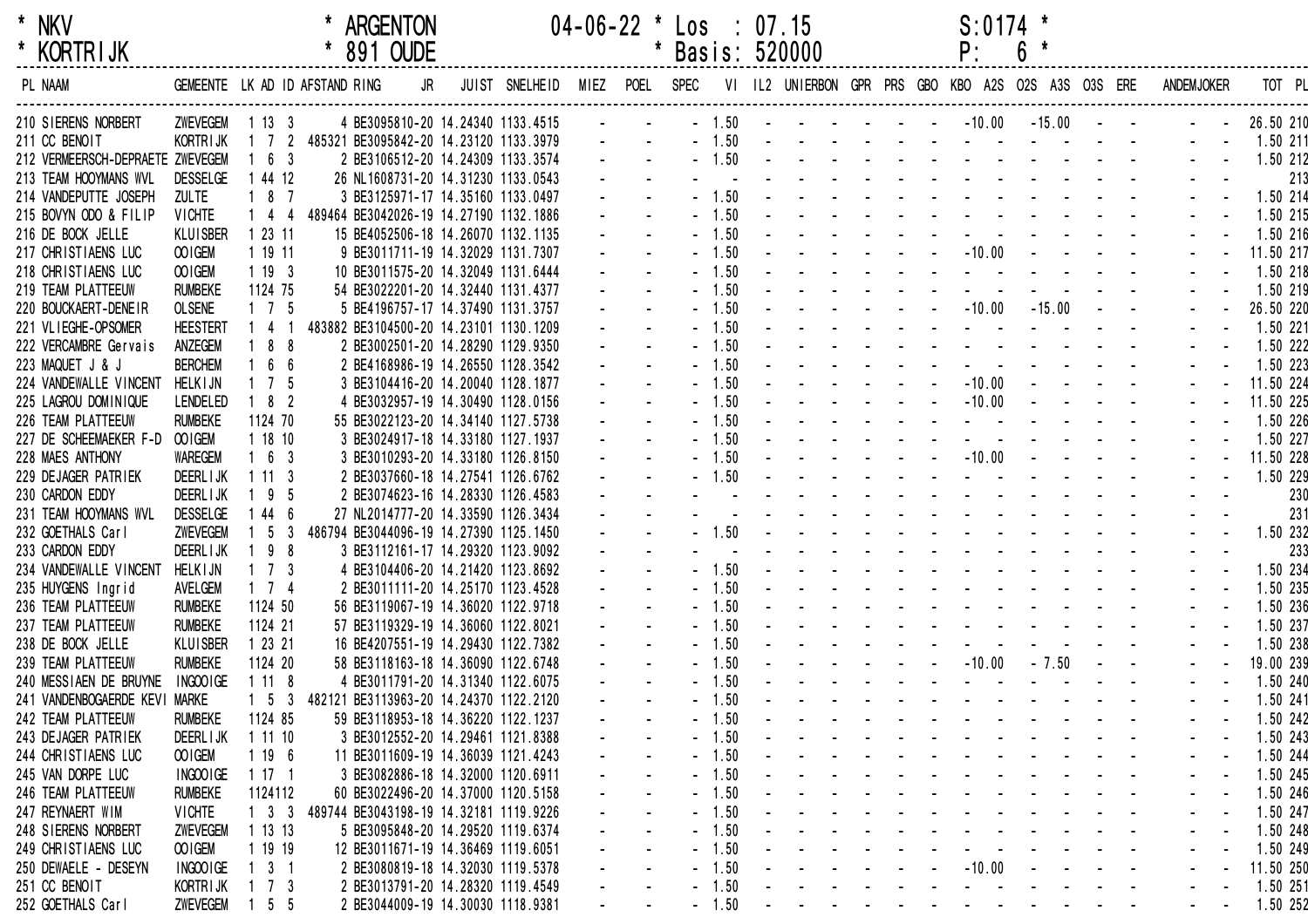\* NKV \* ARGENTON 04-06-22 \* Los : 07.15 S:0174 \*
\* KORTRIJK \* 891 OUDE \* Basis: 520000 P: 6 \*

| PL | NAAM | GEMEENTE | LK | AD | ID | AFSTAND | RING | JR | JUIST | SNELHEID | MIEZ | POEL | SPEC | VI | IL2 | UNIERBON | GPR | PRS | GBO | KBO | A2S | O2S | A3S | O3S | ERE | ANDEM | JOKER | TOT | PL |
|---|---|---|---|---|---|---|---|---|---|---|---|---|---|---|---|---|---|---|---|---|---|---|---|---|---|---|---|---|---|
| 210 | SIERENS NORBERT | ZWEVEGEM | 1 | 13 | 3 | 4 | BE3095810 | 20 | 14.24340 | 1133.4515 | - | - | - | 1.50 | - | - | - | - | - | - | -10.00 | | -15.00 | - | - | - | - | 26.50 | 210 |
| 211 | CC BENOIT | KORTRIJK | 1 | 7 | 2 | 485321 | BE3095842 | 20 | 14.23120 | 1133.3979 | - | - | - | 1.50 | - | - | - | - | - | - | - | - | - | - | - | - | - | 1.50 | 211 |
| 212 | VERMEERSCH-DEPRAETE | ZWEVEGEM | 1 | 6 | 3 | 2 | BE3106512 | 20 | 14.24309 | 1133.3574 | - | - | - | 1.50 | - | - | - | - | - | - | - | - | - | - | - | - | - | 1.50 | 212 |
| 213 | TEAM HOOYMANS WVL | DESSELGE | 1 | 44 | 12 | 26 | NL1608731 | 20 | 14.31230 | 1133.0543 | - | - | - | - | - | - | - | - | - | - | - | - | - | - | - | - | - | | 213 |
| 214 | VANDEPUTTE JOSEPH | ZULTE | 1 | 8 | 7 | 3 | BE3125971 | 17 | 14.35160 | 1133.0497 | - | - | - | 1.50 | - | - | - | - | - | - | - | - | - | - | - | - | - | 1.50 | 214 |
| 215 | BOVYN ODO & FILIP | VICHTE | 1 | 4 | 4 | 489464 | BE3042026 | 19 | 14.27190 | 1132.1886 | - | - | - | 1.50 | - | - | - | - | - | - | - | - | - | - | - | - | - | 1.50 | 215 |
| 216 | DE BOCK JELLE | KLUISBER | 1 | 23 | 11 | 15 | BE4052506 | 18 | 14.26070 | 1132.1135 | - | - | - | 1.50 | - | - | - | - | - | - | - | - | - | - | - | - | - | 1.50 | 216 |
| 217 | CHRISTIAENS LUC | OOIGEM | 1 | 19 | 11 | 9 | BE3011711 | 19 | 14.32029 | 1131.7307 | - | - | - | 1.50 | - | - | - | - | - | - | -10.00 | - | - | - | - | - | - | 11.50 | 217 |
| 218 | CHRISTIAENS LUC | OOIGEM | 1 | 19 | 3 | 10 | BE3011575 | 20 | 14.32049 | 1131.6444 | - | - | - | 1.50 | - | - | - | - | - | - | - | - | - | - | - | - | - | 1.50 | 218 |
| 219 | TEAM PLATTEEUW | RUMBEKE | 1 | 124 | 75 | 54 | BE3022201 | 20 | 14.32440 | 1131.4377 | - | - | - | 1.50 | - | - | - | - | - | - | - | - | - | - | - | - | - | 1.50 | 219 |
| 220 | BOUCKAERT-DENEIR | OLSENE | 1 | 7 | 5 | 5 | BE4196757 | 17 | 14.37490 | 1131.3757 | - | - | - | 1.50 | - | - | - | - | - | - | -10.00 | | -15.00 | - | - | - | - | 26.50 | 220 |
| 221 | VLIEGHE-OPSOMER | HEESTERT | 1 | 4 | 1 | 483882 | BE3104500 | 20 | 14.23101 | 1130.1209 | - | - | - | 1.50 | - | - | - | - | - | - | - | - | - | - | - | - | - | 1.50 | 221 |
| 222 | VERCAMBRE Gervais | ANZEGEM | 1 | 8 | 8 | 2 | BE3002501 | 20 | 14.28290 | 1129.9350 | - | - | - | 1.50 | - | - | - | - | - | - | - | - | - | - | - | - | - | 1.50 | 222 |
| 223 | MAQUET J & J | BERCHEM | 1 | 6 | 6 | 2 | BE4168986 | 19 | 14.26550 | 1128.3542 | - | - | - | 1.50 | - | - | - | - | - | - | - | - | - | - | - | - | - | 1.50 | 223 |
| 224 | VANDEWALLE VINCENT | HELKIJN | 1 | 7 | 5 | 3 | BE3104416 | 20 | 14.20040 | 1128.1877 | - | - | - | 1.50 | - | - | - | - | - | - | -10.00 | - | - | - | - | - | - | 11.50 | 224 |
| 225 | LAGROU DOMINIQUE | LENDELED | 1 | 8 | 2 | 4 | BE3032957 | 19 | 14.30490 | 1128.0156 | - | - | - | 1.50 | - | - | - | - | - | - | -10.00 | - | - | - | - | - | - | 11.50 | 225 |
| 226 | TEAM PLATTEEUW | RUMBEKE | 1 | 124 | 70 | 55 | BE3022123 | 20 | 14.34140 | 1127.5738 | - | - | - | 1.50 | - | - | - | - | - | - | - | - | - | - | - | - | - | 1.50 | 226 |
| 227 | DE SCHEEMAEKER F-D | OOIGEM | 1 | 18 | 10 | 3 | BE3024917 | 18 | 14.33180 | 1127.1937 | - | - | - | 1.50 | - | - | - | - | - | - | - | - | - | - | - | - | - | 1.50 | 227 |
| 228 | MAES ANTHONY | WAREGEM | 1 | 6 | 3 | 3 | BE3010293 | 20 | 14.33180 | 1126.8150 | - | - | - | 1.50 | - | - | - | - | - | - | -10.00 | - | - | - | - | - | - | 11.50 | 228 |
| 229 | DEJAGER PATRIEK | DEERLIJK | 1 | 11 | 3 | 2 | BE3037660 | 18 | 14.27541 | 1126.6762 | - | - | - | 1.50 | - | - | - | - | - | - | - | - | - | - | - | - | - | 1.50 | 229 |
| 230 | CARDON EDDY | DEERLIJK | 1 | 9 | 5 | 2 | BE3074623 | 16 | 14.28330 | 1126.4583 | - | - | - | - | - | - | - | - | - | - | - | - | - | - | - | - | - | | 230 |
| 231 | TEAM HOOYMANS WVL | DESSELGE | 1 | 44 | 6 | 27 | NL2014777 | 20 | 14.33590 | 1126.3434 | - | - | - | - | - | - | - | - | - | - | - | - | - | - | - | - | - | | 231 |
| 232 | GOETHALS Carl | ZWEVEGEM | 1 | 5 | 3 | 486794 | BE3044096 | 19 | 14.27390 | 1125.1450 | - | - | - | 1.50 | - | - | - | - | - | - | - | - | - | - | - | - | - | 1.50 | 232 |
| 233 | CARDON EDDY | DEERLIJK | 1 | 9 | 8 | 3 | BE3112161 | 17 | 14.29320 | 1123.9092 | - | - | - | - | - | - | - | - | - | - | - | - | - | - | - | - | - | | 233 |
| 234 | VANDEWALLE VINCENT | HELKIJN | 1 | 7 | 3 | 4 | BE3104406 | 20 | 14.21420 | 1123.8692 | - | - | - | 1.50 | - | - | - | - | - | - | - | - | - | - | - | - | - | 1.50 | 234 |
| 235 | HUYGENS Ingrid | AVELGEM | 1 | 7 | 4 | 2 | BE3011111 | 20 | 14.25170 | 1123.4528 | - | - | - | 1.50 | - | - | - | - | - | - | - | - | - | - | - | - | - | 1.50 | 235 |
| 236 | TEAM PLATTEEUW | RUMBEKE | 1 | 124 | 50 | 56 | BE3119067 | 19 | 14.36020 | 1122.9718 | - | - | - | 1.50 | - | - | - | - | - | - | - | - | - | - | - | - | - | 1.50 | 236 |
| 237 | TEAM PLATTEEUW | RUMBEKE | 1 | 124 | 21 | 57 | BE3119329 | 19 | 14.36060 | 1122.8021 | - | - | - | 1.50 | - | - | - | - | - | - | - | - | - | - | - | - | - | 1.50 | 237 |
| 238 | DE BOCK JELLE | KLUISBER | 1 | 23 | 21 | 16 | BE4207551 | 19 | 14.29430 | 1122.7382 | - | - | - | 1.50 | - | - | - | - | - | - | - | - | - | - | - | - | - | 1.50 | 238 |
| 239 | TEAM PLATTEEUW | RUMBEKE | 1 | 124 | 20 | 58 | BE3118163 | 18 | 14.36090 | 1122.6748 | - | - | - | 1.50 | - | - | - | - | - | - | -10.00 | | - 7.50 | - | - | - | - | 19.00 | 239 |
| 240 | MESSIAEN DE BRUYNE | INGOOIGE | 1 | 11 | 8 | 4 | BE3011791 | 20 | 14.31340 | 1122.6075 | - | - | - | 1.50 | - | - | - | - | - | - | - | - | - | - | - | - | - | 1.50 | 240 |
| 241 | VANDENBOGAERDE KEVI | MARKE | 1 | 5 | 3 | 482121 | BE3113963 | 20 | 14.24370 | 1122.2120 | - | - | - | 1.50 | - | - | - | - | - | - | - | - | - | - | - | - | - | 1.50 | 241 |
| 242 | TEAM PLATTEEUW | RUMBEKE | 1 | 124 | 85 | 59 | BE3118953 | 18 | 14.36220 | 1122.1237 | - | - | - | 1.50 | - | - | - | - | - | - | - | - | - | - | - | - | - | 1.50 | 242 |
| 243 | DEJAGER PATRIEK | DEERLIJK | 1 | 11 | 10 | 3 | BE3012552 | 20 | 14.29461 | 1121.8388 | - | - | - | 1.50 | - | - | - | - | - | - | - | - | - | - | - | - | - | 1.50 | 243 |
| 244 | CHRISTIAENS LUC | OOIGEM | 1 | 19 | 6 | 11 | BE3011609 | 19 | 14.36039 | 1121.4243 | - | - | - | 1.50 | - | - | - | - | - | - | - | - | - | - | - | - | - | 1.50 | 244 |
| 245 | VAN DORPE LUC | INGOOIGE | 1 | 17 | 1 | 3 | BE3082886 | 18 | 14.32000 | 1120.6911 | - | - | - | 1.50 | - | - | - | - | - | - | - | - | - | - | - | - | - | 1.50 | 245 |
| 246 | TEAM PLATTEEUW | RUMBEKE | 1 | 124 | 112 | 60 | BE3022496 | 20 | 14.37000 | 1120.5158 | - | - | - | 1.50 | - | - | - | - | - | - | - | - | - | - | - | - | - | 1.50 | 246 |
| 247 | REYNAERT WIM | VICHTE | 1 | 3 | 3 | 489744 | BE3043198 | 19 | 14.32181 | 1119.9226 | - | - | - | 1.50 | - | - | - | - | - | - | - | - | - | - | - | - | - | 1.50 | 247 |
| 248 | SIERENS NORBERT | ZWEVEGEM | 1 | 13 | 13 | 5 | BE3095848 | 20 | 14.29520 | 1119.6374 | - | - | - | 1.50 | - | - | - | - | - | - | - | - | - | - | - | - | - | 1.50 | 248 |
| 249 | CHRISTIAENS LUC | OOIGEM | 1 | 19 | 19 | 12 | BE3011671 | 19 | 14.36469 | 1119.6051 | - | - | - | 1.50 | - | - | - | - | - | - | - | - | - | - | - | - | - | 1.50 | 249 |
| 250 | DEWAELE - DESEYN | INGOOIGE | 1 | 3 | 1 | 2 | BE3080819 | 18 | 14.32030 | 1119.5378 | - | - | - | 1.50 | - | - | - | - | - | - | -10.00 | - | - | - | - | - | - | 11.50 | 250 |
| 251 | CC BENOIT | KORTRIJK | 1 | 7 | 3 | 2 | BE3013791 | 20 | 14.28320 | 1119.4549 | - | - | - | 1.50 | - | - | - | - | - | - | - | - | - | - | - | - | - | 1.50 | 251 |
| 252 | GOETHALS Carl | ZWEVEGEM | 1 | 5 | 5 | 2 | BE3044009 | 19 | 14.30030 | 1118.9381 | - | - | - | 1.50 | - | - | - | - | - | - | - | - | - | - | - | - | - | 1.50 | 252 |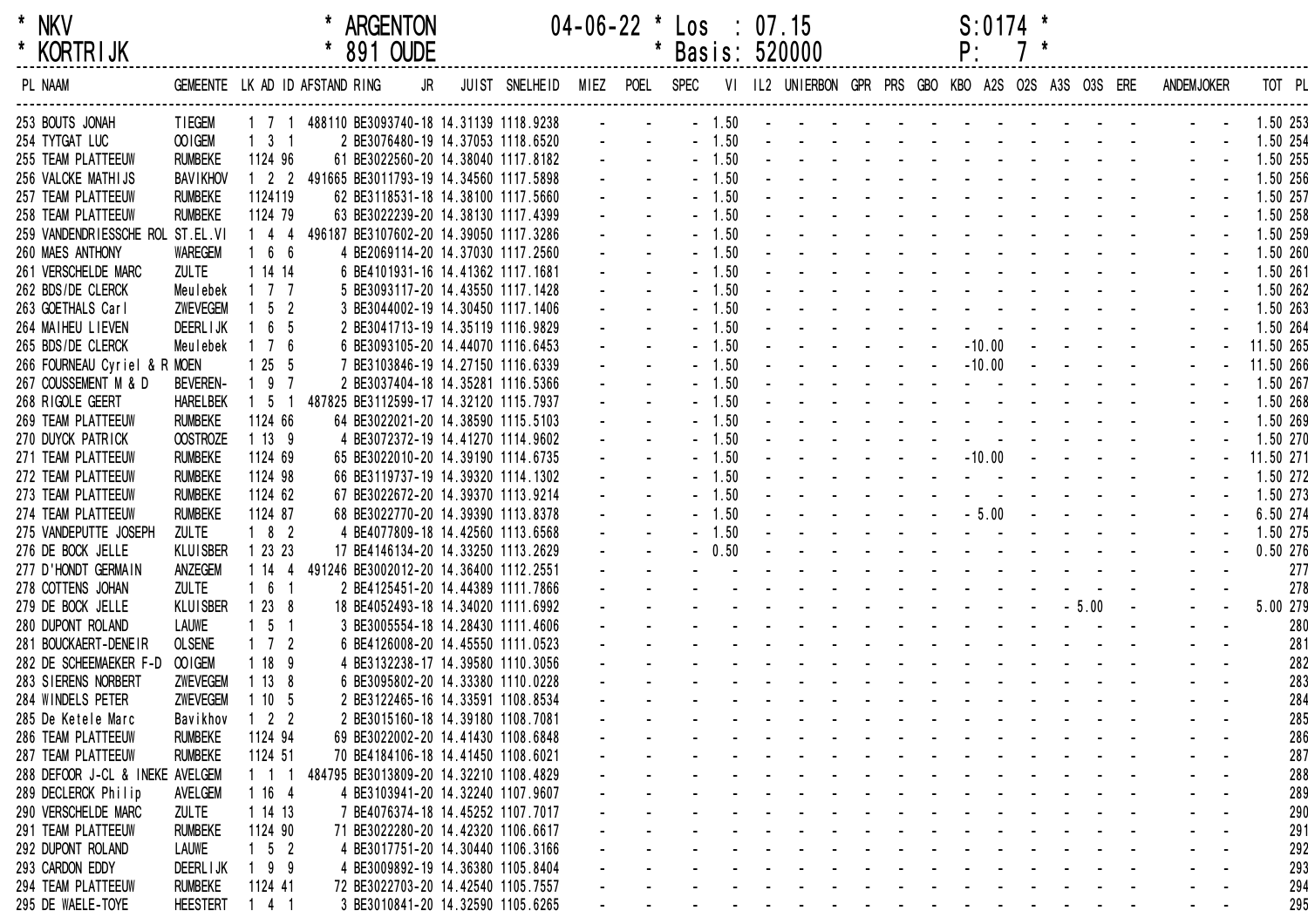\* NKV \* ARGENTON 04-06-22 \* Los : 07.15 S:0174 \*
\* KORTRIJK \* 891 OUDE \* Basis: 520000 P: 7 \*

| PL | NAAM | GEMEENTE | LK | AD | ID | AFSTAND | RING | JR | JUIST | SNELHEID | MIEZ | POEL | SPEC | VI | IL2 | UNIERBON | GPR | PRS | GBO | KBO | A2S | O2S | A3S | O3S | ERE | ANDEM | JOKER | TOT | PL |
|---|---|---|---|---|---|---|---|---|---|---|---|---|---|---|---|---|---|---|---|---|---|---|---|---|---|---|---|---|---|
| 253 | BOUTS JONAH | TIEGEM | 1 | 7 | 1 | 488110 | BE3093740 | 18 | 14.31139 | 1118.9238 | - | - | - | 1.50 | - | - | - | - | - | - | - | - | - | - | - | - | - | 1.50 | 253 |
| 254 | TYTGAT LUC | OOIGEM | 1 | 3 | 1 | 2 | BE3076480 | 19 | 14.37053 | 1118.6520 | - | - | - | 1.50 | - | - | - | - | - | - | - | - | - | - | - | - | - | 1.50 | 254 |
| 255 | TEAM PLATTEEUW | RUMBEKE | 1 | 124 | 96 | 61 | BE3022560 | 20 | 14.38040 | 1117.8182 | - | - | - | 1.50 | - | - | - | - | - | - | - | - | - | - | - | - | - | 1.50 | 255 |
| 256 | VALCKE MATHIJS | BAVIKHOV | 1 | 2 | 2 | 491665 | BE3011793 | 19 | 14.34560 | 1117.5898 | - | - | - | 1.50 | - | - | - | - | - | - | - | - | - | - | - | - | - | 1.50 | 256 |
| 257 | TEAM PLATTEEUW | RUMBEKE | 1 | 124 | 119 | 62 | BE3118531 | 18 | 14.38100 | 1117.5660 | - | - | - | 1.50 | - | - | - | - | - | - | - | - | - | - | - | - | - | 1.50 | 257 |
| 258 | TEAM PLATTEEUW | RUMBEKE | 1 | 124 | 79 | 63 | BE3022239 | 20 | 14.38130 | 1117.4399 | - | - | - | 1.50 | - | - | - | - | - | - | - | - | - | - | - | - | - | 1.50 | 258 |
| 259 | VANDENDRIESSCHE ROL | ST.EL.VI | 1 | 4 | 4 | 496187 | BE3107602 | 20 | 14.39050 | 1117.3286 | - | - | - | 1.50 | - | - | - | - | - | - | - | - | - | - | - | - | - | 1.50 | 259 |
| 260 | MAES ANTHONY | WAREGEM | 1 | 6 | 6 | 4 | BE2069114 | 20 | 14.37030 | 1117.2560 | - | - | - | 1.50 | - | - | - | - | - | - | - | - | - | - | - | - | - | 1.50 | 260 |
| 261 | VERSCHELDE MARC | ZULTE | 1 | 14 | 14 | 6 | BE4101931 | 16 | 14.41362 | 1117.1681 | - | - | - | 1.50 | - | - | - | - | - | - | - | - | - | - | - | - | - | 1.50 | 261 |
| 262 | BDS/DE CLERCK | Meulebek | 1 | 7 | 7 | 5 | BE3093117 | 20 | 14.43550 | 1117.1428 | - | - | - | 1.50 | - | - | - | - | - | - | - | - | - | - | - | - | - | 1.50 | 262 |
| 263 | GOETHALS Carl | ZWEVEGEM | 1 | 5 | 2 | 3 | BE3044002 | 19 | 14.30450 | 1117.1406 | - | - | - | 1.50 | - | - | - | - | - | - | - | - | - | - | - | - | - | 1.50 | 263 |
| 264 | MAIHEU LIEVEN | DEERLIJK | 1 | 6 | 5 | 2 | BE3041713 | 19 | 14.35119 | 1116.9829 | - | - | - | 1.50 | - | - | - | - | - | - | - | - | - | - | - | - | - | 1.50 | 264 |
| 265 | BDS/DE CLERCK | Meulebek | 1 | 7 | 6 | 6 | BE3093105 | 20 | 14.44070 | 1116.6453 | - | - | - | 1.50 | - | - | - | - | - | - | -10.00 | - | - | - | - | - | - | 11.50 | 265 |
| 266 | FOURNEAU Cyriel & R | MOEN | 1 | 25 | 5 | 7 | BE3103846 | 19 | 14.27150 | 1116.6339 | - | - | - | 1.50 | - | - | - | - | - | - | -10.00 | - | - | - | - | - | - | 11.50 | 266 |
| 267 | COUSSEMENT M & D | BEVEREN- | 1 | 9 | 7 | 2 | BE3037404 | 18 | 14.35281 | 1116.5366 | - | - | - | 1.50 | - | - | - | - | - | - | - | - | - | - | - | - | - | 1.50 | 267 |
| 268 | RIGOLE GEERT | HARELBEK | 1 | 5 | 1 | 487825 | BE3112599 | 17 | 14.32120 | 1115.7937 | - | - | - | 1.50 | - | - | - | - | - | - | - | - | - | - | - | - | - | 1.50 | 268 |
| 269 | TEAM PLATTEEUW | RUMBEKE | 1 | 124 | 66 | 64 | BE3022021 | 20 | 14.38590 | 1115.5103 | - | - | - | 1.50 | - | - | - | - | - | - | - | - | - | - | - | - | - | 1.50 | 269 |
| 270 | DUYCK PATRICK | OOSTROZE | 1 | 13 | 9 | 4 | BE3072372 | 19 | 14.41270 | 1114.9602 | - | - | - | 1.50 | - | - | - | - | - | - | - | - | - | - | - | - | - | 1.50 | 270 |
| 271 | TEAM PLATTEEUW | RUMBEKE | 1 | 124 | 69 | 65 | BE3022010 | 20 | 14.39190 | 1114.6735 | - | - | - | 1.50 | - | - | - | - | - | - | -10.00 | - | - | - | - | - | - | 11.50 | 271 |
| 272 | TEAM PLATTEEUW | RUMBEKE | 1 | 124 | 98 | 66 | BE3119737 | 19 | 14.39320 | 1114.1302 | - | - | - | 1.50 | - | - | - | - | - | - | - | - | - | - | - | - | - | 1.50 | 272 |
| 273 | TEAM PLATTEEUW | RUMBEKE | 1 | 124 | 62 | 67 | BE3022672 | 20 | 14.39370 | 1113.9214 | - | - | - | 1.50 | - | - | - | - | - | - | - | - | - | - | - | - | - | 1.50 | 273 |
| 274 | TEAM PLATTEEUW | RUMBEKE | 1 | 124 | 87 | 68 | BE3022770 | 20 | 14.39390 | 1113.8378 | - | - | - | 1.50 | - | - | - | - | - | - | 5.00 | - | - | - | - | - | - | 6.50 | 274 |
| 275 | VANDEPUTTE JOSEPH | ZULTE | 1 | 8 | 2 | 4 | BE4077809 | 18 | 14.42560 | 1113.6568 | - | - | - | 1.50 | - | - | - | - | - | - | - | - | - | - | - | - | - | 1.50 | 275 |
| 276 | DE BOCK JELLE | KLUISBER | 1 | 23 | 23 | 17 | BE4146134 | 20 | 14.33250 | 1113.2629 | - | - | - | 0.50 | - | - | - | - | - | - | - | - | - | - | - | - | - | 0.50 | 276 |
| 277 | D'HONDT GERMAIN | ANZEGEM | 1 | 14 | 4 | 491246 | BE3002012 | 20 | 14.36400 | 1112.2551 | - | - | - | - | - | - | - | - | - | - | - | - | - | - | - | - | - | | 277 |
| 278 | COTTENS JOHAN | ZULTE | 1 | 6 | 1 | 2 | BE4125451 | 20 | 14.44389 | 1111.7866 | - | - | - | - | - | - | - | - | - | - | - | - | - | - | - | - | - | | 278 |
| 279 | DE BOCK JELLE | KLUISBER | 1 | 23 | 8 | 18 | BE4052493 | 18 | 14.34020 | 1111.6992 | - | - | - | - | - | - | - | - | - | - | - | - | - | 5.00 | - | - | - | 5.00 | 279 |
| 280 | DUPONT ROLAND | LAUWE | 1 | 5 | 1 | 3 | BE3005554 | 18 | 14.28430 | 1111.4606 | - | - | - | - | - | - | - | - | - | - | - | - | - | - | - | - | - | | 280 |
| 281 | BOUCKAERT-DENEIR | OLSENE | 1 | 7 | 2 | 6 | BE4126008 | 20 | 14.45550 | 1111.0523 | - | - | - | - | - | - | - | - | - | - | - | - | - | - | - | - | - | | 281 |
| 282 | DE SCHEEMAEKER F-D | OOIGEM | 1 | 18 | 9 | 4 | BE3132238 | 17 | 14.39580 | 1110.3056 | - | - | - | - | - | - | - | - | - | - | - | - | - | - | - | - | - | | 282 |
| 283 | SIERENS NORBERT | ZWEVEGEM | 1 | 13 | 8 | 6 | BE3095802 | 20 | 14.33580 | 1110.0228 | - | - | - | - | - | - | - | - | - | - | - | - | - | - | - | - | - | | 283 |
| 284 | WINDELS PETER | ZWEVEGEM | 1 | 10 | 5 | 2 | BE3122465 | 16 | 14.33591 | 1108.8534 | - | - | - | - | - | - | - | - | - | - | - | - | - | - | - | - | - | | 284 |
| 285 | De Ketele Marc | Bavikhov | 1 | 2 | 2 | 2 | BE3015160 | 18 | 14.39180 | 1108.7081 | - | - | - | - | - | - | - | - | - | - | - | - | - | - | - | - | - | | 285 |
| 286 | TEAM PLATTEEUW | RUMBEKE | 1 | 124 | 94 | 69 | BE3022002 | 20 | 14.41430 | 1108.6848 | - | - | - | - | - | - | - | - | - | - | - | - | - | - | - | - | - | | 286 |
| 287 | TEAM PLATTEEUW | RUMBEKE | 1 | 124 | 51 | 70 | BE4184106 | 18 | 14.41450 | 1108.6021 | - | - | - | - | - | - | - | - | - | - | - | - | - | - | - | - | - | | 287 |
| 288 | DEFOOR J-CL & INEKE | AVELGEM | 1 | 1 | 1 | 484795 | BE3013809 | 20 | 14.32210 | 1108.4829 | - | - | - | - | - | - | - | - | - | - | - | - | - | - | - | - | - | | 288 |
| 289 | DECLERCK Philip | AVELGEM | 1 | 16 | 4 | 4 | BE3103941 | 20 | 14.32240 | 1107.9607 | - | - | - | - | - | - | - | - | - | - | - | - | - | - | - | - | - | | 289 |
| 290 | VERSCHELDE MARC | ZULTE | 1 | 14 | 13 | 7 | BE4076374 | 18 | 14.45252 | 1107.7017 | - | - | - | - | - | - | - | - | - | - | - | - | - | - | - | - | - | | 290 |
| 291 | TEAM PLATTEEUW | RUMBEKE | 1 | 124 | 90 | 71 | BE3022280 | 20 | 14.42320 | 1106.6617 | - | - | - | - | - | - | - | - | - | - | - | - | - | - | - | - | - | | 291 |
| 292 | DUPONT ROLAND | LAUWE | 1 | 5 | 2 | 4 | BE3017751 | 20 | 14.30440 | 1106.3166 | - | - | - | - | - | - | - | - | - | - | - | - | - | - | - | - | - | | 292 |
| 293 | CARDON EDDY | DEERLIJK | 1 | 9 | 9 | 4 | BE3009892 | 19 | 14.36380 | 1105.8404 | - | - | - | - | - | - | - | - | - | - | - | - | - | - | - | - | - | | 293 |
| 294 | TEAM PLATTEEUW | RUMBEKE | 1 | 124 | 41 | 72 | BE3022703 | 20 | 14.42540 | 1105.7557 | - | - | - | - | - | - | - | - | - | - | - | - | - | - | - | - | - | | 294 |
| 295 | DE WAELE-TOYE | HEESTERT | 1 | 4 | 1 | 3 | BE3010841 | 20 | 14.32590 | 1105.6265 | - | - | - | - | - | - | - | - | - | - | - | - | - | - | - | - | - | | 295 |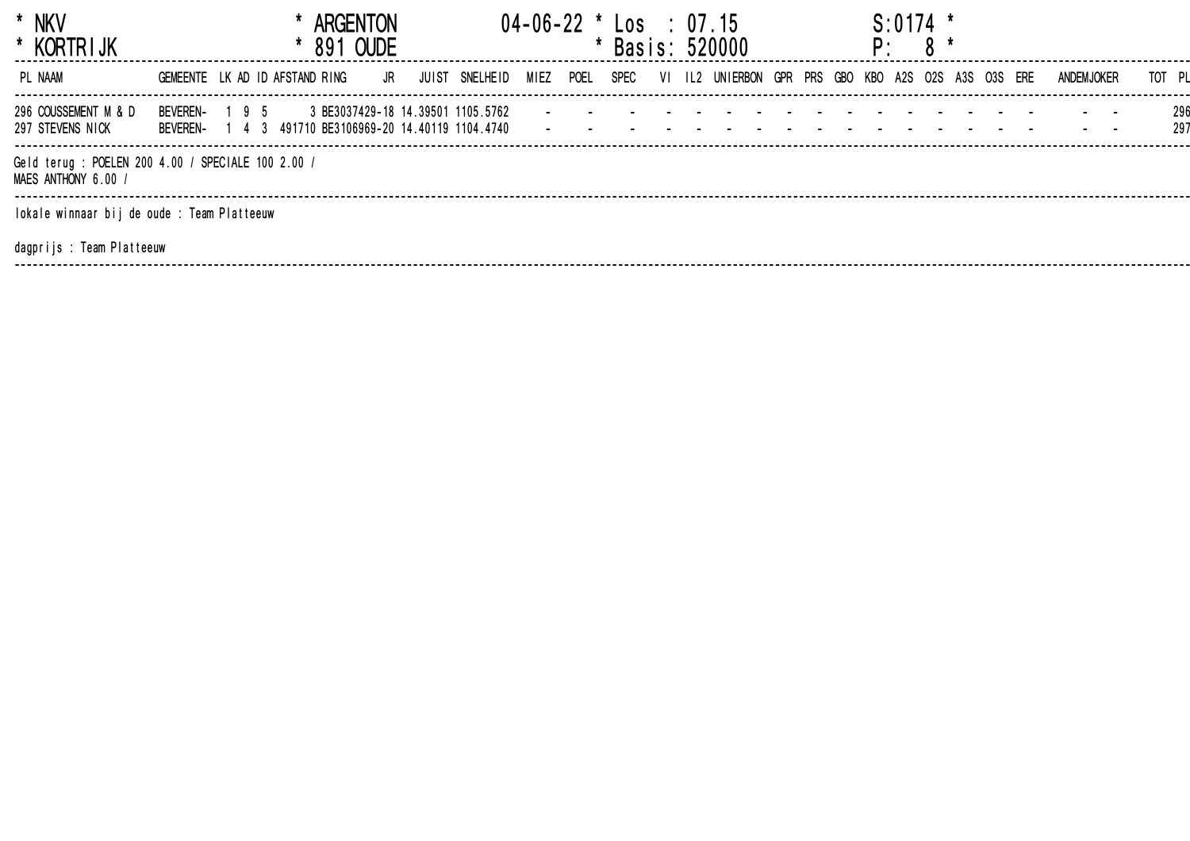* NKV * ARGENTON 04-06-22 * Los : 07.15 S:0174 *
* KORTRIJK * 891 OUDE * Basis: 520000 P: 8 *

| PL | NAAM | GEMEENTE | LK | AD | ID | AFSTAND | RING | JR | JUIST | SNELHEID | MIEZ | POEL | SPEC | VI | IL2 | UNIERBON | GPR | PRS | GBO | KBO | A2S | O2S | A3S | O3S | ERE | ANDEM | JOKER | TOT | PL |
|---|---|---|---|---|---|---|---|---|---|---|---|---|---|---|---|---|---|---|---|---|---|---|---|---|---|---|---|---|---|
| 296 | COUSSEMENT M & D | BEVEREN- | 1 | 9 | 5 | | 3 BE3037429 | 18 | 14.39501 | 1105.5762 | - | - | - | - | - | - | - | - | - | - | - | - | - | - | - | - | - | | 296 |
| 297 | STEVENS NICK | BEVEREN- | 1 | 4 | 3 | 491710 | BE3106969 | 20 | 14.40119 | 1104.4740 | - | - | - | - | - | - | - | - | - | - | - | - | - | - | - | - | - | | 297 |

Geld terug : POELEN 200 4.00 / SPECIALE 100 2.00 /
MAES ANTHONY 6.00 /

lokale winnaar bij de oude : Team Platteeuw

dagprijs : Team Platteeuw